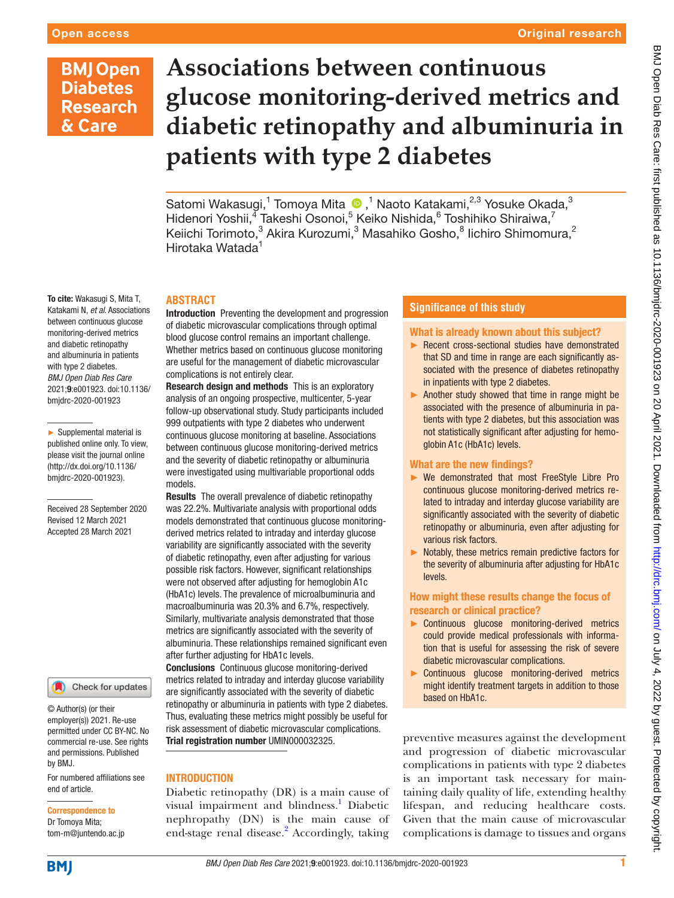# Associations between continuous glucose monitoring-derived metrics and diabetic retinopathy and albuminuria in patients with type 2 diabetes

Satomi Wakasugi,[1] Tomoya Mita,[1] Naoto Katakami,[2,3] Yosuke Okada,[3] Hidenori Yoshii,[4] Takeshi Osonoi,[5] Keiko Nishida,[6] Toshihiko Shiraiwa,[7] Keiichi Torimoto,[3] Akira Kurozumi,[3] Masahiko Gosho,[8] Iichiro Shimomura,[2] Hirotaka Watada[1]

**To cite:** Wakasugi S, Mita T, Katakami N, *et al*. Associations between continuous glucose monitoring-derived metrics and diabetic retinopathy and albuminuria in patients with type 2 diabetes. *BMJ Open Diab Res Care* 2021;**9**:e001923. doi:10.1136/bmjdrc-2020-001923

► Supplemental material is published online only. To view, please visit the journal online (http://dx.doi.org/10.1136/bmjdrc-2020-001923).

Received 28 September 2020
Revised 12 March 2021
Accepted 28 March 2021

© Author(s) (or their employer(s)) 2021. Re-use permitted under CC BY-NC. No commercial re-use. See rights and permissions. Published by BMJ.

For numbered affiliations see end of article.

**Correspondence to**
Dr Tomoya Mita;
tom-m@juntendo.ac.jp

## ABSTRACT

**Introduction** Preventing the development and progression of diabetic microvascular complications through optimal blood glucose control remains an important challenge. Whether metrics based on continuous glucose monitoring are useful for the management of diabetic microvascular complications is not entirely clear.

**Research design and methods** This is an exploratory analysis of an ongoing prospective, multicenter, 5-year follow-up observational study. Study participants included 999 outpatients with type 2 diabetes who underwent continuous glucose monitoring at baseline. Associations between continuous glucose monitoring-derived metrics and the severity of diabetic retinopathy or albuminuria were investigated using multivariable proportional odds models.

**Results** The overall prevalence of diabetic retinopathy was 22.2%. Multivariate analysis with proportional odds models demonstrated that continuous glucose monitoring-derived metrics related to intraday and interday glucose variability are significantly associated with the severity of diabetic retinopathy, even after adjusting for various possible risk factors. However, significant relationships were not observed after adjusting for hemoglobin A1c (HbA1c) levels. The prevalence of microalbuminuria and macroalbuminuria was 20.3% and 6.7%, respectively. Similarly, multivariate analysis demonstrated that those metrics are significantly associated with the severity of albuminuria. These relationships remained significant even after further adjusting for HbA1c levels.

**Conclusions** Continuous glucose monitoring-derived metrics related to intraday and interday glucose variability are significantly associated with the severity of diabetic retinopathy or albuminuria in patients with type 2 diabetes. Thus, evaluating these metrics might possibly be useful for risk assessment of diabetic microvascular complications.

**Trial registration number** UMIN000032325.

## Significance of this study

### What is already known about this subject?

- Recent cross-sectional studies have demonstrated that SD and time in range are each significantly associated with the presence of diabetes retinopathy in inpatients with type 2 diabetes.
- Another study showed that time in range might be associated with the presence of albuminuria in patients with type 2 diabetes, but this association was not statistically significant after adjusting for hemoglobin A1c (HbA1c) levels.

### What are the new findings?

- We demonstrated that most FreeStyle Libre Pro continuous glucose monitoring-derived metrics related to intraday and interday glucose variability are significantly associated with the severity of diabetic retinopathy or albuminuria, even after adjusting for various risk factors.
- Notably, these metrics remain predictive factors for the severity of albuminuria after adjusting for HbA1c levels.

### How might these results change the focus of research or clinical practice?

- Continuous glucose monitoring-derived metrics could provide medical professionals with information that is useful for assessing the risk of severe diabetic microvascular complications.
- Continuous glucose monitoring-derived metrics might identify treatment targets in addition to those based on HbA1c.

## INTRODUCTION

Diabetic retinopathy (DR) is a main cause of visual impairment and blindness.[1] Diabetic nephropathy (DN) is the main cause of end-stage renal disease.[2] Accordingly, taking preventive measures against the development and progression of diabetic microvascular complications in patients with type 2 diabetes is an important task necessary for maintaining daily quality of life, extending healthy lifespan, and reducing healthcare costs. Given that the main cause of microvascular complications is damage to tissues and organs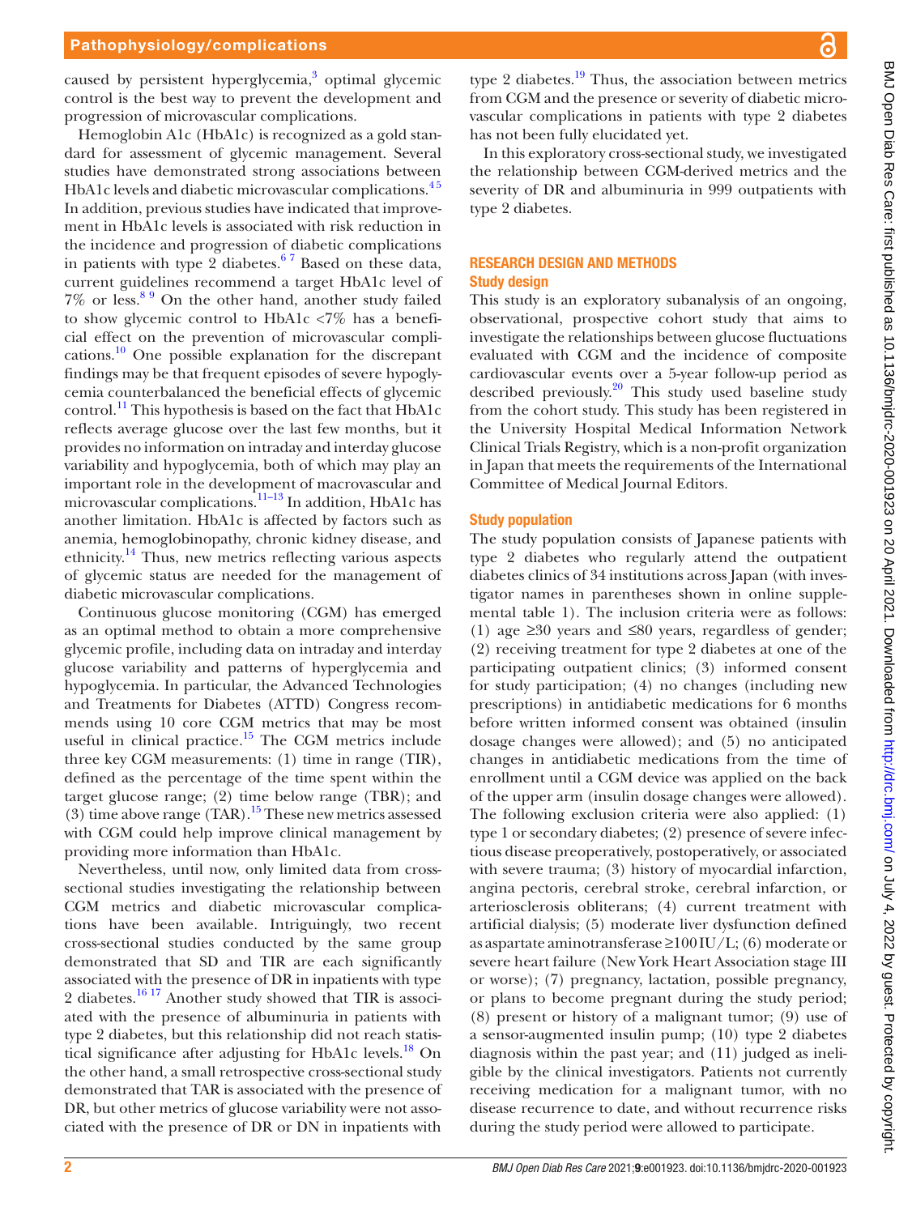caused by persistent hyperglycemia,[3] optimal glycemic control is the best way to prevent the development and progression of microvascular complications.

Hemoglobin A1c (HbA1c) is recognized as a gold standard for assessment of glycemic management. Several studies have demonstrated strong associations between HbA1c levels and diabetic microvascular complications.[4,5] In addition, previous studies have indicated that improvement in HbA1c levels is associated with risk reduction in the incidence and progression of diabetic complications in patients with type 2 diabetes.[6,7] Based on these data, current guidelines recommend a target HbA1c level of 7% or less.[8,9] On the other hand, another study failed to show glycemic control to HbA1c <7% has a beneficial effect on the prevention of microvascular complications.[10] One possible explanation for the discrepant findings may be that frequent episodes of severe hypoglycemia counterbalanced the beneficial effects of glycemic control.[11] This hypothesis is based on the fact that HbA1c reflects average glucose over the last few months, but it provides no information on intraday and interday glucose variability and hypoglycemia, both of which may play an important role in the development of macrovascular and microvascular complications.[11–13] In addition, HbA1c has another limitation. HbA1c is affected by factors such as anemia, hemoglobinopathy, chronic kidney disease, and ethnicity.[14] Thus, new metrics reflecting various aspects of glycemic status are needed for the management of diabetic microvascular complications.

Continuous glucose monitoring (CGM) has emerged as an optimal method to obtain a more comprehensive glycemic profile, including data on intraday and interday glucose variability and patterns of hyperglycemia and hypoglycemia. In particular, the Advanced Technologies and Treatments for Diabetes (ATTD) Congress recommends using 10 core CGM metrics that may be most useful in clinical practice.[15] The CGM metrics include three key CGM measurements: (1) time in range (TIR), defined as the percentage of the time spent within the target glucose range; (2) time below range (TBR); and (3) time above range (TAR).[15] These new metrics assessed with CGM could help improve clinical management by providing more information than HbA1c.

Nevertheless, until now, only limited data from cross-sectional studies investigating the relationship between CGM metrics and diabetic microvascular complications have been available. Intriguingly, two recent cross-sectional studies conducted by the same group demonstrated that SD and TIR are each significantly associated with the presence of DR in inpatients with type 2 diabetes.[16,17] Another study showed that TIR is associated with the presence of albuminuria in patients with type 2 diabetes, but this relationship did not reach statistical significance after adjusting for HbA1c levels.[18] On the other hand, a small retrospective cross-sectional study demonstrated that TAR is associated with the presence of DR, but other metrics of glucose variability were not associated with the presence of DR or DN in inpatients with type 2 diabetes.[19] Thus, the association between metrics from CGM and the presence or severity of diabetic microvascular complications in patients with type 2 diabetes has not been fully elucidated yet.

In this exploratory cross-sectional study, we investigated the relationship between CGM-derived metrics and the severity of DR and albuminuria in 999 outpatients with type 2 diabetes.

## RESEARCH DESIGN AND METHODS

### Study design

This study is an exploratory subanalysis of an ongoing, observational, prospective cohort study that aims to investigate the relationships between glucose fluctuations evaluated with CGM and the incidence of composite cardiovascular events over a 5-year follow-up period as described previously.[20] This study used baseline study from the cohort study. This study has been registered in the University Hospital Medical Information Network Clinical Trials Registry, which is a non-profit organization in Japan that meets the requirements of the International Committee of Medical Journal Editors.

### Study population

The study population consists of Japanese patients with type 2 diabetes who regularly attend the outpatient diabetes clinics of 34 institutions across Japan (with investigator names in parentheses shown in online supplemental table 1). The inclusion criteria were as follows: (1) age ≥30 years and ≤80 years, regardless of gender; (2) receiving treatment for type 2 diabetes at one of the participating outpatient clinics; (3) informed consent for study participation; (4) no changes (including new prescriptions) in antidiabetic medications for 6 months before written informed consent was obtained (insulin dosage changes were allowed); and (5) no anticipated changes in antidiabetic medications from the time of enrollment until a CGM device was applied on the back of the upper arm (insulin dosage changes were allowed). The following exclusion criteria were also applied: (1) type 1 or secondary diabetes; (2) presence of severe infectious disease preoperatively, postoperatively, or associated with severe trauma; (3) history of myocardial infarction, angina pectoris, cerebral stroke, cerebral infarction, or arteriosclerosis obliterans; (4) current treatment with artificial dialysis; (5) moderate liver dysfunction defined as aspartate aminotransferase ≥100 IU/L; (6) moderate or severe heart failure (New York Heart Association stage III or worse); (7) pregnancy, lactation, possible pregnancy, or plans to become pregnant during the study period; (8) present or history of a malignant tumor; (9) use of a sensor-augmented insulin pump; (10) type 2 diabetes diagnosis within the past year; and (11) judged as ineligible by the clinical investigators. Patients not currently receiving medication for a malignant tumor, with no disease recurrence to date, and without recurrence risks during the study period were allowed to participate.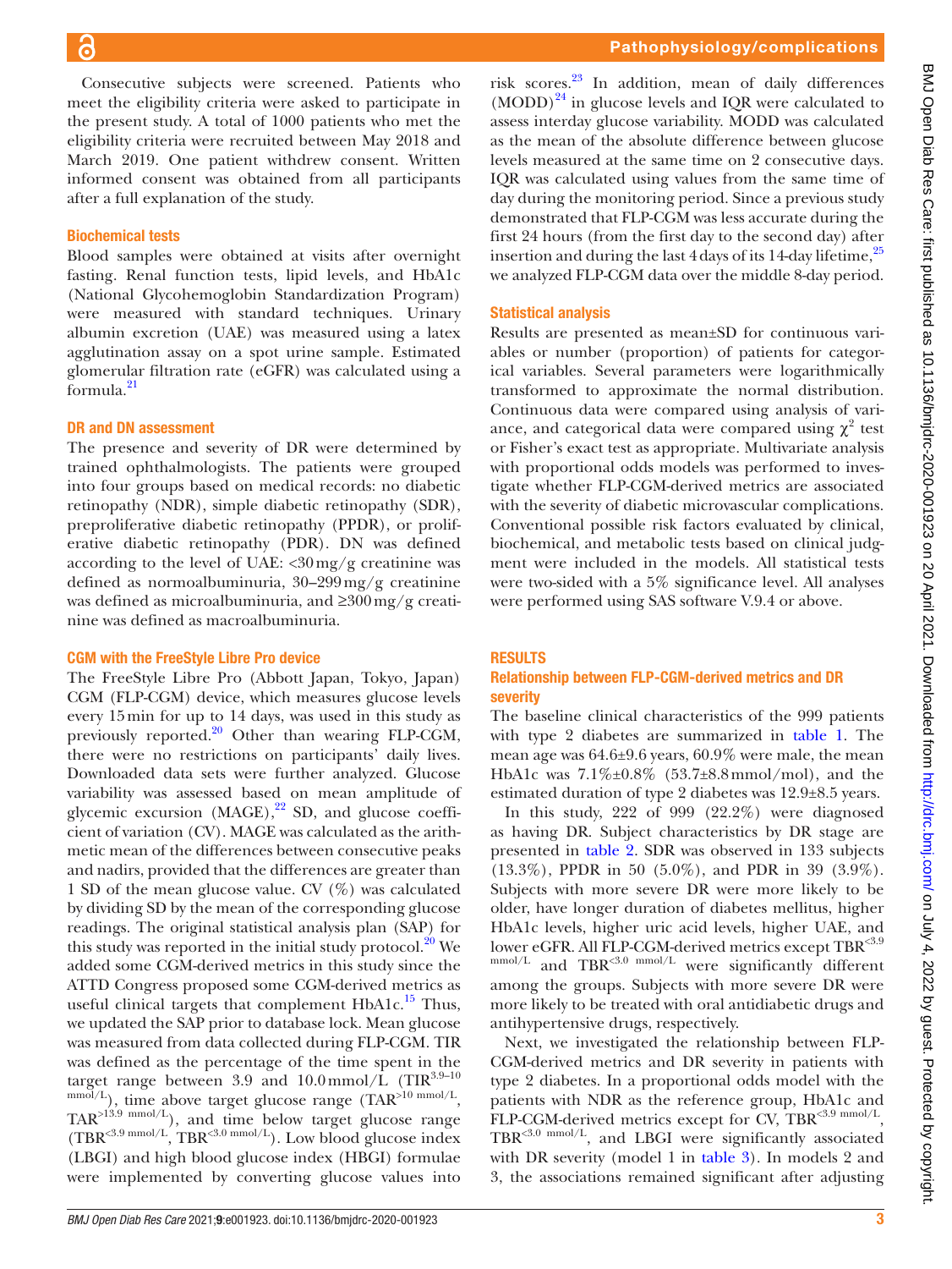Consecutive subjects were screened. Patients who meet the eligibility criteria were asked to participate in the present study. A total of 1000 patients who met the eligibility criteria were recruited between May 2018 and March 2019. One patient withdrew consent. Written informed consent was obtained from all participants after a full explanation of the study.

### Biochemical tests

Blood samples were obtained at visits after overnight fasting. Renal function tests, lipid levels, and HbA1c (National Glycohemoglobin Standardization Program) were measured with standard techniques. Urinary albumin excretion (UAE) was measured using a latex agglutination assay on a spot urine sample. Estimated glomerular filtration rate (eGFR) was calculated using a formula.[21]

### DR and DN assessment

The presence and severity of DR were determined by trained ophthalmologists. The patients were grouped into four groups based on medical records: no diabetic retinopathy (NDR), simple diabetic retinopathy (SDR), preproliferative diabetic retinopathy (PPDR), or proliferative diabetic retinopathy (PDR). DN was defined according to the level of UAE: <30 mg/g creatinine was defined as normoalbuminuria, 30–299 mg/g creatinine was defined as microalbuminuria, and ≥300 mg/g creatinine was defined as macroalbuminuria.

### CGM with the FreeStyle Libre Pro device

The FreeStyle Libre Pro (Abbott Japan, Tokyo, Japan) CGM (FLP-CGM) device, which measures glucose levels every 15 min for up to 14 days, was used in this study as previously reported.[20] Other than wearing FLP-CGM, there were no restrictions on participants' daily lives. Downloaded data sets were further analyzed. Glucose variability was assessed based on mean amplitude of glycemic excursion (MAGE),[22] SD, and glucose coefficient of variation (CV). MAGE was calculated as the arithmetic mean of the differences between consecutive peaks and nadirs, provided that the differences are greater than 1 SD of the mean glucose value. CV (%) was calculated by dividing SD by the mean of the corresponding glucose readings. The original statistical analysis plan (SAP) for this study was reported in the initial study protocol.[20] We added some CGM-derived metrics in this study since the ATTD Congress proposed some CGM-derived metrics as useful clinical targets that complement HbA1c.[15] Thus, we updated the SAP prior to database lock. Mean glucose was measured from data collected during FLP-CGM. TIR was defined as the percentage of the time spent in the target range between 3.9 and 10.0 mmol/L ($TIR^{3.9\text{–}10\ mmol/L}$), time above target glucose range ($TAR^{>10\ mmol/L}$, $TAR^{>13.9\ mmol/L}$), and time below target glucose range ($TBR^{<3.9\ mmol/L}$, $TBR^{<3.0\ mmol/L}$). Low blood glucose index (LBGI) and high blood glucose index (HBGI) formulae were implemented by converting glucose values into risk scores.[23] In addition, mean of daily differences (MODD)[24] in glucose levels and IQR were calculated to assess interday glucose variability. MODD was calculated as the mean of the absolute difference between glucose levels measured at the same time on 2 consecutive days. IQR was calculated using values from the same time of day during the monitoring period. Since a previous study demonstrated that FLP-CGM was less accurate during the first 24 hours (from the first day to the second day) after insertion and during the last 4 days of its 14-day lifetime,[25] we analyzed FLP-CGM data over the middle 8-day period.

### Statistical analysis

Results are presented as mean±SD for continuous variables or number (proportion) of patients for categorical variables. Several parameters were logarithmically transformed to approximate the normal distribution. Continuous data were compared using analysis of variance, and categorical data were compared using $\chi^2$ test or Fisher's exact test as appropriate. Multivariate analysis with proportional odds models was performed to investigate whether FLP-CGM-derived metrics are associated with the severity of diabetic microvascular complications. Conventional possible risk factors evaluated by clinical, biochemical, and metabolic tests based on clinical judgment were included in the models. All statistical tests were two-sided with a 5% significance level. All analyses were performed using SAS software V.9.4 or above.

## RESULTS

### Relationship between FLP-CGM-derived metrics and DR severity

The baseline clinical characteristics of the 999 patients with type 2 diabetes are summarized in table 1. The mean age was 64.6±9.6 years, 60.9% were male, the mean HbA1c was 7.1%±0.8% (53.7±8.8 mmol/mol), and the estimated duration of type 2 diabetes was 12.9±8.5 years.

In this study, 222 of 999 (22.2%) were diagnosed as having DR. Subject characteristics by DR stage are presented in table 2. SDR was observed in 133 subjects (13.3%), PPDR in 50 (5.0%), and PDR in 39 (3.9%). Subjects with more severe DR were more likely to be older, have longer duration of diabetes mellitus, higher HbA1c levels, higher uric acid levels, higher UAE, and lower eGFR. All FLP-CGM-derived metrics except $TBR^{<3.9\ mmol/L}$ and $TBR^{<3.0\ mmol/L}$ were significantly different among the groups. Subjects with more severe DR were more likely to be treated with oral antidiabetic drugs and antihypertensive drugs, respectively.

Next, we investigated the relationship between FLP-CGM-derived metrics and DR severity in patients with type 2 diabetes. In a proportional odds model with the patients with NDR as the reference group, HbA1c and FLP-CGM-derived metrics except for CV, $TBR^{<3.9\ mmol/L}$, $TBR^{<3.0\ mmol/L}$, and LBGI were significantly associated with DR severity (model 1 in table 3). In models 2 and 3, the associations remained significant after adjusting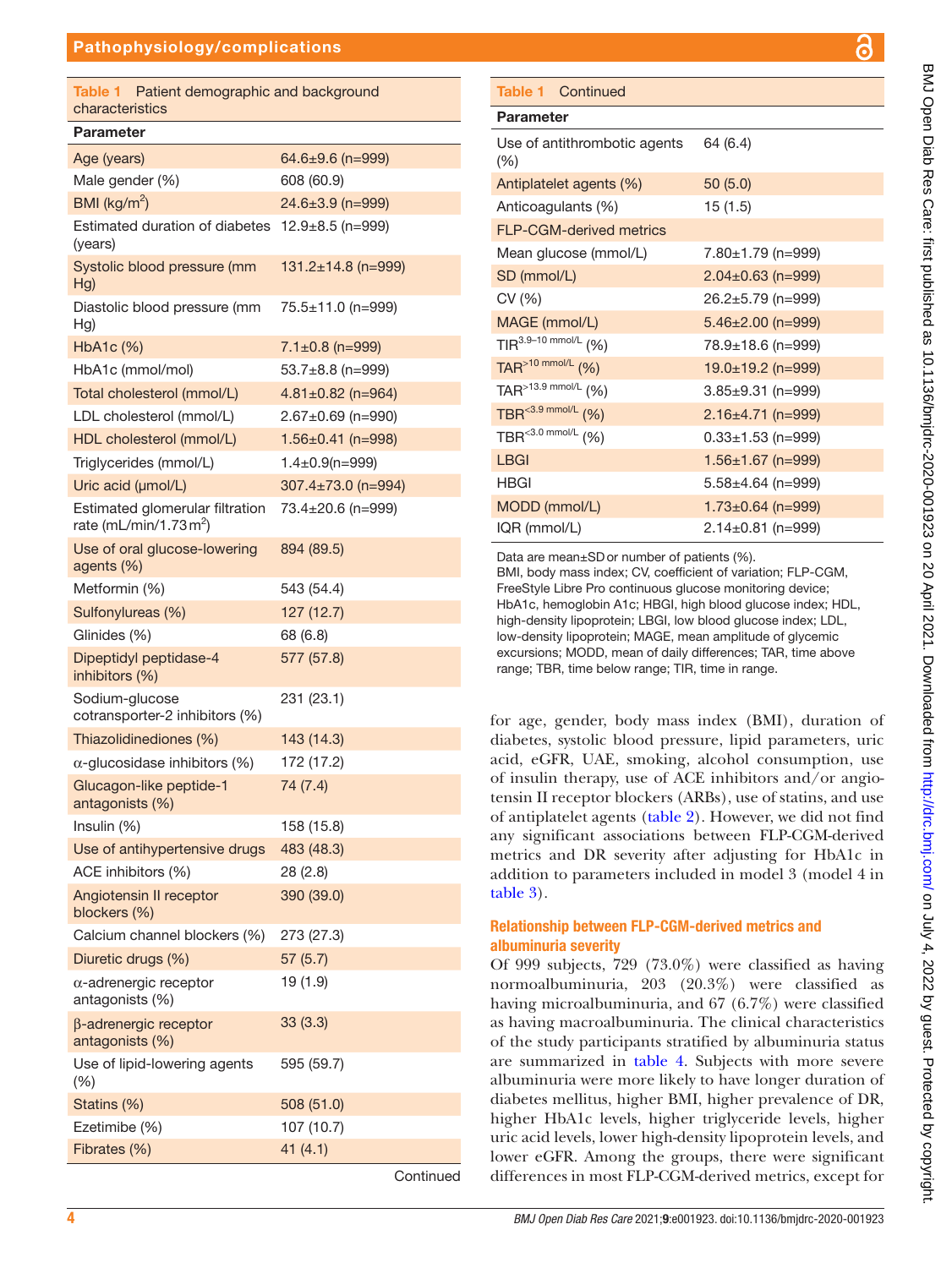**Table 1** Patient demographic and background characteristics

| Parameter | |
|---|---|
| Age (years) | 64.6±9.6 (n=999) |
| Male gender (%) | 608 (60.9) |
| BMI (kg/m$^2$) | 24.6±3.9 (n=999) |
| Estimated duration of diabetes (years) | 12.9±8.5 (n=999) |
| Systolic blood pressure (mm Hg) | 131.2±14.8 (n=999) |
| Diastolic blood pressure (mm Hg) | 75.5±11.0 (n=999) |
| HbA1c (%) | 7.1±0.8 (n=999) |
| HbA1c (mmol/mol) | 53.7±8.8 (n=999) |
| Total cholesterol (mmol/L) | 4.81±0.82 (n=964) |
| LDL cholesterol (mmol/L) | 2.67±0.69 (n=990) |
| HDL cholesterol (mmol/L) | 1.56±0.41 (n=998) |
| Triglycerides (mmol/L) | 1.4±0.9(n=999) |
| Uric acid (μmol/L) | 307.4±73.0 (n=994) |
| Estimated glomerular filtration rate (mL/min/1.73 m$^2$) | 73.4±20.6 (n=999) |
| Use of oral glucose-lowering agents (%) | 894 (89.5) |
| Metformin (%) | 543 (54.4) |
| Sulfonylureas (%) | 127 (12.7) |
| Glinides (%) | 68 (6.8) |
| Dipeptidyl peptidase-4 inhibitors (%) | 577 (57.8) |
| Sodium-glucose cotransporter-2 inhibitors (%) | 231 (23.1) |
| Thiazolidinediones (%) | 143 (14.3) |
| α-glucosidase inhibitors (%) | 172 (17.2) |
| Glucagon-like peptide-1 antagonists (%) | 74 (7.4) |
| Insulin (%) | 158 (15.8) |
| Use of antihypertensive drugs | 483 (48.3) |
| ACE inhibitors (%) | 28 (2.8) |
| Angiotensin II receptor blockers (%) | 390 (39.0) |
| Calcium channel blockers (%) | 273 (27.3) |
| Diuretic drugs (%) | 57 (5.7) |
| α-adrenergic receptor antagonists (%) | 19 (1.9) |
| β-adrenergic receptor antagonists (%) | 33 (3.3) |
| Use of lipid-lowering agents (%) | 595 (59.7) |
| Statins (%) | 508 (51.0) |
| Ezetimibe (%) | 107 (10.7) |
| Fibrates (%) | 41 (4.1) |
| Use of antithrombotic agents (%) | 64 (6.4) |
| Antiplatelet agents (%) | 50 (5.0) |
| Anticoagulants (%) | 15 (1.5) |
| FLP-CGM-derived metrics | |
| Mean glucose (mmol/L) | 7.80±1.79 (n=999) |
| SD (mmol/L) | 2.04±0.63 (n=999) |
| CV (%) | 26.2±5.79 (n=999) |
| MAGE (mmol/L) | 5.46±2.00 (n=999) |
| TIR$^{3.9–10\ mmol/L}$ (%) | 78.9±18.6 (n=999) |
| TAR$^{>10\ mmol/L}$ (%) | 19.0±19.2 (n=999) |
| TAR$^{>13.9\ mmol/L}$ (%) | 3.85±9.31 (n=999) |
| TBR$^{<3.9\ mmol/L}$ (%) | 2.16±4.71 (n=999) |
| TBR$^{<3.0\ mmol/L}$ (%) | 0.33±1.53 (n=999) |
| LBGI | 1.56±1.67 (n=999) |
| HBGI | 5.58±4.64 (n=999) |
| MODD (mmol/L) | 1.73±0.64 (n=999) |
| IQR (mmol/L) | 2.14±0.81 (n=999) |

Data are mean±SD or number of patients (%).
BMI, body mass index; CV, coefficient of variation; FLP-CGM, FreeStyle Libre Pro continuous glucose monitoring device; HbA1c, hemoglobin A1c; HBGI, high blood glucose index; HDL, high-density lipoprotein; LBGI, low blood glucose index; LDL, low-density lipoprotein; MAGE, mean amplitude of glycemic excursions; MODD, mean of daily differences; TAR, time above range; TBR, time below range; TIR, time in range.

for age, gender, body mass index (BMI), duration of diabetes, systolic blood pressure, lipid parameters, uric acid, eGFR, UAE, smoking, alcohol consumption, use of insulin therapy, use of ACE inhibitors and/or angiotensin II receptor blockers (ARBs), use of statins, and use of antiplatelet agents (table 2). However, we did not find any significant associations between FLP-CGM-derived metrics and DR severity after adjusting for HbA1c in addition to parameters included in model 3 (model 4 in table 3).

### Relationship between FLP-CGM-derived metrics and albuminuria severity

Of 999 subjects, 729 (73.0%) were classified as having normoalbuminuria, 203 (20.3%) were classified as having microalbuminuria, and 67 (6.7%) were classified as having macroalbuminuria. The clinical characteristics of the study participants stratified by albuminuria status are summarized in table 4. Subjects with more severe albuminuria were more likely to have longer duration of diabetes mellitus, higher BMI, higher prevalence of DR, higher HbA1c levels, higher triglyceride levels, higher uric acid levels, lower high-density lipoprotein levels, and lower eGFR. Among the groups, there were significant differences in most FLP-CGM-derived metrics, except for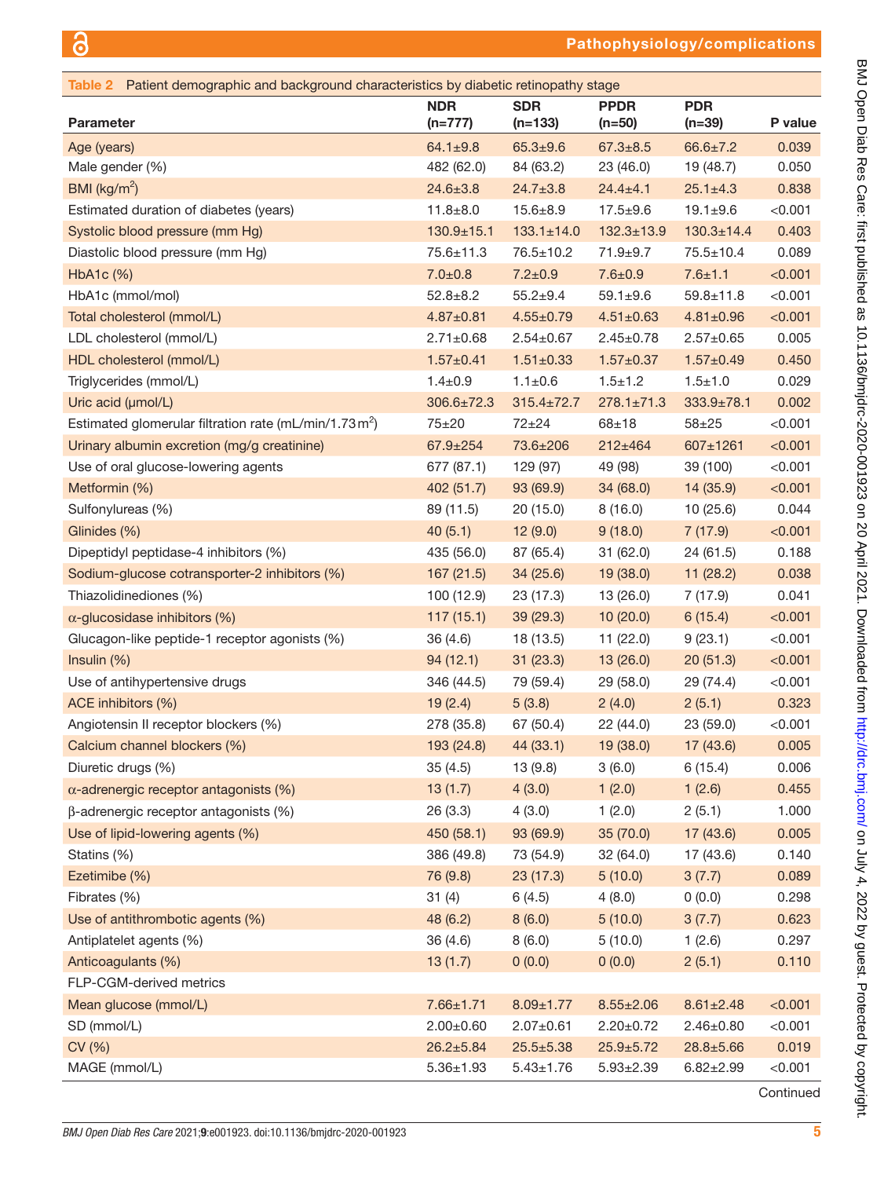**Table 2** Patient demographic and background characteristics by diabetic retinopathy stage

| Parameter | NDR (n=777) | SDR (n=133) | PPDR (n=50) | PDR (n=39) | P value |
|---|---|---|---|---|---|
| Age (years) | 64.1±9.8 | 65.3±9.6 | 67.3±8.5 | 66.6±7.2 | 0.039 |
| Male gender (%) | 482 (62.0) | 84 (63.2) | 23 (46.0) | 19 (48.7) | 0.050 |
| BMI (kg/m$^2$) | 24.6±3.8 | 24.7±3.8 | 24.4±4.1 | 25.1±4.3 | 0.838 |
| Estimated duration of diabetes (years) | 11.8±8.0 | 15.6±8.9 | 17.5±9.6 | 19.1±9.6 | <0.001 |
| Systolic blood pressure (mm Hg) | 130.9±15.1 | 133.1±14.0 | 132.3±13.9 | 130.3±14.4 | 0.403 |
| Diastolic blood pressure (mm Hg) | 75.6±11.3 | 76.5±10.2 | 71.9±9.7 | 75.5±10.4 | 0.089 |
| HbA1c (%) | 7.0±0.8 | 7.2±0.9 | 7.6±0.9 | 7.6±1.1 | <0.001 |
| HbA1c (mmol/mol) | 52.8±8.2 | 55.2±9.4 | 59.1±9.6 | 59.8±11.8 | <0.001 |
| Total cholesterol (mmol/L) | 4.87±0.81 | 4.55±0.79 | 4.51±0.63 | 4.81±0.96 | <0.001 |
| LDL cholesterol (mmol/L) | 2.71±0.68 | 2.54±0.67 | 2.45±0.78 | 2.57±0.65 | 0.005 |
| HDL cholesterol (mmol/L) | 1.57±0.41 | 1.51±0.33 | 1.57±0.37 | 1.57±0.49 | 0.450 |
| Triglycerides (mmol/L) | 1.4±0.9 | 1.1±0.6 | 1.5±1.2 | 1.5±1.0 | 0.029 |
| Uric acid (µmol/L) | 306.6±72.3 | 315.4±72.7 | 278.1±71.3 | 333.9±78.1 | 0.002 |
| Estimated glomerular filtration rate (mL/min/1.73 m$^2$) | 75±20 | 72±24 | 68±18 | 58±25 | <0.001 |
| Urinary albumin excretion (mg/g creatinine) | 67.9±254 | 73.6±206 | 212±464 | 607±1261 | <0.001 |
| Use of oral glucose-lowering agents | 677 (87.1) | 129 (97) | 49 (98) | 39 (100) | <0.001 |
| Metformin (%) | 402 (51.7) | 93 (69.9) | 34 (68.0) | 14 (35.9) | <0.001 |
| Sulfonylureas (%) | 89 (11.5) | 20 (15.0) | 8 (16.0) | 10 (25.6) | 0.044 |
| Glinides (%) | 40 (5.1) | 12 (9.0) | 9 (18.0) | 7 (17.9) | <0.001 |
| Dipeptidyl peptidase-4 inhibitors (%) | 435 (56.0) | 87 (65.4) | 31 (62.0) | 24 (61.5) | 0.188 |
| Sodium-glucose cotransporter-2 inhibitors (%) | 167 (21.5) | 34 (25.6) | 19 (38.0) | 11 (28.2) | 0.038 |
| Thiazolidinediones (%) | 100 (12.9) | 23 (17.3) | 13 (26.0) | 7 (17.9) | 0.041 |
| α-glucosidase inhibitors (%) | 117 (15.1) | 39 (29.3) | 10 (20.0) | 6 (15.4) | <0.001 |
| Glucagon-like peptide-1 receptor agonists (%) | 36 (4.6) | 18 (13.5) | 11 (22.0) | 9 (23.1) | <0.001 |
| Insulin (%) | 94 (12.1) | 31 (23.3) | 13 (26.0) | 20 (51.3) | <0.001 |
| Use of antihypertensive drugs | 346 (44.5) | 79 (59.4) | 29 (58.0) | 29 (74.4) | <0.001 |
| ACE inhibitors (%) | 19 (2.4) | 5 (3.8) | 2 (4.0) | 2 (5.1) | 0.323 |
| Angiotensin II receptor blockers (%) | 278 (35.8) | 67 (50.4) | 22 (44.0) | 23 (59.0) | <0.001 |
| Calcium channel blockers (%) | 193 (24.8) | 44 (33.1) | 19 (38.0) | 17 (43.6) | 0.005 |
| Diuretic drugs (%) | 35 (4.5) | 13 (9.8) | 3 (6.0) | 6 (15.4) | 0.006 |
| α-adrenergic receptor antagonists (%) | 13 (1.7) | 4 (3.0) | 1 (2.0) | 1 (2.6) | 0.455 |
| β-adrenergic receptor antagonists (%) | 26 (3.3) | 4 (3.0) | 1 (2.0) | 2 (5.1) | 1.000 |
| Use of lipid-lowering agents (%) | 450 (58.1) | 93 (69.9) | 35 (70.0) | 17 (43.6) | 0.005 |
| Statins (%) | 386 (49.8) | 73 (54.9) | 32 (64.0) | 17 (43.6) | 0.140 |
| Ezetimibe (%) | 76 (9.8) | 23 (17.3) | 5 (10.0) | 3 (7.7) | 0.089 |
| Fibrates (%) | 31 (4) | 6 (4.5) | 4 (8.0) | 0 (0.0) | 0.298 |
| Use of antithrombotic agents (%) | 48 (6.2) | 8 (6.0) | 5 (10.0) | 3 (7.7) | 0.623 |
| Antiplatelet agents (%) | 36 (4.6) | 8 (6.0) | 5 (10.0) | 1 (2.6) | 0.297 |
| Anticoagulants (%) | 13 (1.7) | 0 (0.0) | 0 (0.0) | 2 (5.1) | 0.110 |
| FLP-CGM-derived metrics | | | | | |
| Mean glucose (mmol/L) | 7.66±1.71 | 8.09±1.77 | 8.55±2.06 | 8.61±2.48 | <0.001 |
| SD (mmol/L) | 2.00±0.60 | 2.07±0.61 | 2.20±0.72 | 2.46±0.80 | <0.001 |
| CV (%) | 26.2±5.84 | 25.5±5.38 | 25.9±5.72 | 28.8±5.66 | 0.019 |
| MAGE (mmol/L) | 5.36±1.93 | 5.43±1.76 | 5.93±2.39 | 6.82±2.99 | <0.001 |

Continued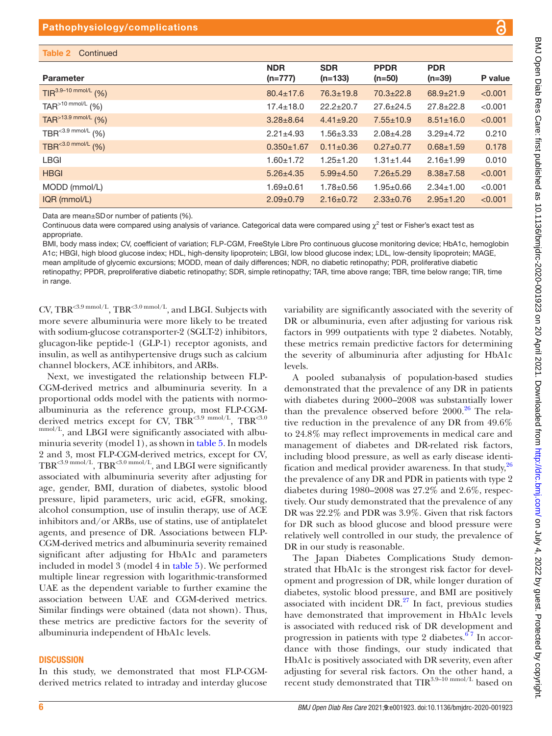Table 2 Continued

| Parameter | NDR (n=777) | SDR (n=133) | PPDR (n=50) | PDR (n=39) | P value |
|---|---|---|---|---|---|
| $TIR^{3.9–10\ mmol/L}$ (%) | 80.4±17.6 | 76.3±19.8 | 70.3±22.8 | 68.9±21.9 | <0.001 |
| $TAR^{>10\ mmol/L}$ (%) | 17.4±18.0 | 22.2±20.7 | 27.6±24.5 | 27.8±22.8 | <0.001 |
| $TAR^{>13.9\ mmol/L}$ (%) | 3.28±8.64 | 4.41±9.20 | 7.55±10.9 | 8.51±16.0 | <0.001 |
| $TBR^{<3.9\ mmol/L}$ (%) | 2.21±4.93 | 1.56±3.33 | 2.08±4.28 | 3.29±4.72 | 0.210 |
| $TBR^{<3.0\ mmol/L}$ (%) | 0.350±1.67 | 0.11±0.36 | 0.27±0.77 | 0.68±1.59 | 0.178 |
| LBGI | 1.60±1.72 | 1.25±1.20 | 1.31±1.44 | 2.16±1.99 | 0.010 |
| HBGI | 5.26±4.35 | 5.99±4.50 | 7.26±5.29 | 8.38±7.58 | <0.001 |
| MODD (mmol/L) | 1.69±0.61 | 1.78±0.56 | 1.95±0.66 | 2.34±1.00 | <0.001 |
| IQR (mmol/L) | 2.09±0.79 | 2.16±0.72 | 2.33±0.76 | 2.95±1.20 | <0.001 |

Data are mean±SD or number of patients (%).

Continuous data were compared using analysis of variance. Categorical data were compared using $\chi^2$ test or Fisher's exact test as appropriate.

BMI, body mass index; CV, coefficient of variation; FLP-CGM, FreeStyle Libre Pro continuous glucose monitoring device; HbA1c, hemoglobin A1c; HBGI, high blood glucose index; HDL, high-density lipoprotein; LBGI, low blood glucose index; LDL, low-density lipoprotein; MAGE, mean amplitude of glycemic excursions; MODD, mean of daily differences; NDR, no diabetic retinopathy; PDR, proliferative diabetic retinopathy; PPDR, preproliferative diabetic retinopathy; SDR, simple retinopathy; TAR, time above range; TBR, time below range; TIR, time in range.

CV, $TBR^{<3.9\ mmol/L}$, $TBR^{<3.0\ mmol/L}$, and LBGI. Subjects with more severe albuminuria were more likely to be treated with sodium-glucose cotransporter-2 (SGLT-2) inhibitors, glucagon-like peptide-1 (GLP-1) receptor agonists, and insulin, as well as antihypertensive drugs such as calcium channel blockers, ACE inhibitors, and ARBs.

Next, we investigated the relationship between FLP-CGM-derived metrics and albuminuria severity. In a proportional odds model with the patients with normoalbuminuria as the reference group, most FLP-CGM-derived metrics except for CV, $TBR^{<3.9\ mmol/L}$, $TBR^{<3.0\ mmol/L}$, and LBGI were significantly associated with albuminuria severity (model 1), as shown in table 5. In models 2 and 3, most FLP-CGM-derived metrics, except for CV, $TBR^{<3.9\ mmol/L}$, $TBR^{<3.0\ mmol/L}$, and LBGI were significantly associated with albuminuria severity after adjusting for age, gender, BMI, duration of diabetes, systolic blood pressure, lipid parameters, uric acid, eGFR, smoking, alcohol consumption, use of insulin therapy, use of ACE inhibitors and/or ARBs, use of statins, use of antiplatelet agents, and presence of DR. Associations between FLP-CGM-derived metrics and albuminuria severity remained significant after adjusting for HbA1c and parameters included in model 3 (model 4 in table 5). We performed multiple linear regression with logarithmic-transformed UAE as the dependent variable to further examine the association between UAE and CGM-derived metrics. Similar findings were obtained (data not shown). Thus, these metrics are predictive factors for the severity of albuminuria independent of HbA1c levels.

## DISCUSSION

In this study, we demonstrated that most FLP-CGM-derived metrics related to intraday and interday glucose variability are significantly associated with the severity of DR or albuminuria, even after adjusting for various risk factors in 999 outpatients with type 2 diabetes. Notably, these metrics remain predictive factors for determining the severity of albuminuria after adjusting for HbA1c levels.

A pooled subanalysis of population-based studies demonstrated that the prevalence of any DR in patients with diabetes during 2000–2008 was substantially lower than the prevalence observed before 2000.[26] The relative reduction in the prevalence of any DR from 49.6% to 24.8% may reflect improvements in medical care and management of diabetes and DR-related risk factors, including blood pressure, as well as early disease identification and medical provider awareness. In that study,[26] the prevalence of any DR and PDR in patients with type 2 diabetes during 1980–2008 was 27.2% and 2.6%, respectively. Our study demonstrated that the prevalence of any DR was 22.2% and PDR was 3.9%. Given that risk factors for DR such as blood glucose and blood pressure were relatively well controlled in our study, the prevalence of DR in our study is reasonable.

The Japan Diabetes Complications Study demonstrated that HbA1c is the strongest risk factor for development and progression of DR, while longer duration of diabetes, systolic blood pressure, and BMI are positively associated with incident DR.[27] In fact, previous studies have demonstrated that improvement in HbA1c levels is associated with reduced risk of DR development and progression in patients with type 2 diabetes.[6 7] In accordance with those findings, our study indicated that HbA1c is positively associated with DR severity, even after adjusting for several risk factors. On the other hand, a recent study demonstrated that $TIR^{3.9–10\ mmol/L}$ based on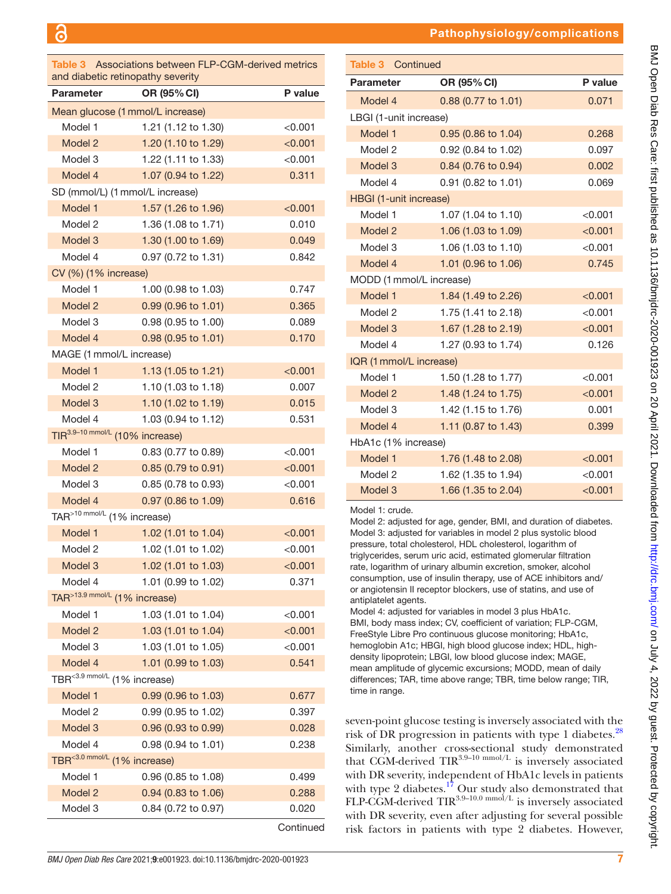**Table 3** Associations between FLP-CGM-derived metrics and diabetic retinopathy severity

| Parameter | OR (95% CI) | P value |
|---|---|---|
| Mean glucose (1 mmol/L increase) | | |
| Model 1 | 1.21 (1.12 to 1.30) | <0.001 |
| Model 2 | 1.20 (1.10 to 1.29) | <0.001 |
| Model 3 | 1.22 (1.11 to 1.33) | <0.001 |
| Model 4 | 1.07 (0.94 to 1.22) | 0.311 |
| SD (mmol/L) (1 mmol/L increase) | | |
| Model 1 | 1.57 (1.26 to 1.96) | <0.001 |
| Model 2 | 1.36 (1.08 to 1.71) | 0.010 |
| Model 3 | 1.30 (1.00 to 1.69) | 0.049 |
| Model 4 | 0.97 (0.72 to 1.31) | 0.842 |
| CV (%) (1% increase) | | |
| Model 1 | 1.00 (0.98 to 1.03) | 0.747 |
| Model 2 | 0.99 (0.96 to 1.01) | 0.365 |
| Model 3 | 0.98 (0.95 to 1.00) | 0.089 |
| Model 4 | 0.98 (0.95 to 1.01) | 0.170 |
| MAGE (1 mmol/L increase) | | |
| Model 1 | 1.13 (1.05 to 1.21) | <0.001 |
| Model 2 | 1.10 (1.03 to 1.18) | 0.007 |
| Model 3 | 1.10 (1.02 to 1.19) | 0.015 |
| Model 4 | 1.03 (0.94 to 1.12) | 0.531 |
| $TIR^{3.9–10\ mmol/L}$ (10% increase) | | |
| Model 1 | 0.83 (0.77 to 0.89) | <0.001 |
| Model 2 | 0.85 (0.79 to 0.91) | <0.001 |
| Model 3 | 0.85 (0.78 to 0.93) | <0.001 |
| Model 4 | 0.97 (0.86 to 1.09) | 0.616 |
| $TAR^{>10\ mmol/L}$ (1% increase) | | |
| Model 1 | 1.02 (1.01 to 1.04) | <0.001 |
| Model 2 | 1.02 (1.01 to 1.02) | <0.001 |
| Model 3 | 1.02 (1.01 to 1.03) | <0.001 |
| Model 4 | 1.01 (0.99 to 1.02) | 0.371 |
| $TAR^{>13.9\ mmol/L}$ (1% increase) | | |
| Model 1 | 1.03 (1.01 to 1.04) | <0.001 |
| Model 2 | 1.03 (1.01 to 1.04) | <0.001 |
| Model 3 | 1.03 (1.01 to 1.05) | <0.001 |
| Model 4 | 1.01 (0.99 to 1.03) | 0.541 |
| $TBR^{<3.9\ mmol/L}$ (1% increase) | | |
| Model 1 | 0.99 (0.96 to 1.03) | 0.677 |
| Model 2 | 0.99 (0.95 to 1.02) | 0.397 |
| Model 3 | 0.96 (0.93 to 0.99) | 0.028 |
| Model 4 | 0.98 (0.94 to 1.01) | 0.238 |
| $TBR^{<3.0\ mmol/L}$ (1% increase) | | |
| Model 1 | 0.96 (0.85 to 1.08) | 0.499 |
| Model 2 | 0.94 (0.83 to 1.06) | 0.288 |
| Model 3 | 0.84 (0.72 to 0.97) | 0.020 |
| Model 4 | 0.88 (0.77 to 1.01) | 0.071 |
| LBGI (1-unit increase) | | |
| Model 1 | 0.95 (0.86 to 1.04) | 0.268 |
| Model 2 | 0.92 (0.84 to 1.02) | 0.097 |
| Model 3 | 0.84 (0.76 to 0.94) | 0.002 |
| Model 4 | 0.91 (0.82 to 1.01) | 0.069 |
| HBGI (1-unit increase) | | |
| Model 1 | 1.07 (1.04 to 1.10) | <0.001 |
| Model 2 | 1.06 (1.03 to 1.09) | <0.001 |
| Model 3 | 1.06 (1.03 to 1.10) | <0.001 |
| Model 4 | 1.01 (0.96 to 1.06) | 0.745 |
| MODD (1 mmol/L increase) | | |
| Model 1 | 1.84 (1.49 to 2.26) | <0.001 |
| Model 2 | 1.75 (1.41 to 2.18) | <0.001 |
| Model 3 | 1.67 (1.28 to 2.19) | <0.001 |
| Model 4 | 1.27 (0.93 to 1.74) | 0.126 |
| IQR (1 mmol/L increase) | | |
| Model 1 | 1.50 (1.28 to 1.77) | <0.001 |
| Model 2 | 1.48 (1.24 to 1.75) | <0.001 |
| Model 3 | 1.42 (1.15 to 1.76) | 0.001 |
| Model 4 | 1.11 (0.87 to 1.43) | 0.399 |
| HbA1c (1% increase) | | |
| Model 1 | 1.76 (1.48 to 2.08) | <0.001 |
| Model 2 | 1.62 (1.35 to 1.94) | <0.001 |
| Model 3 | 1.66 (1.35 to 2.04) | <0.001 |

Model 1: crude.
Model 2: adjusted for age, gender, BMI, and duration of diabetes.
Model 3: adjusted for variables in model 2 plus systolic blood pressure, total cholesterol, HDL cholesterol, logarithm of triglycerides, serum uric acid, estimated glomerular filtration rate, logarithm of urinary albumin excretion, smoker, alcohol consumption, use of insulin therapy, use of ACE inhibitors and/or angiotensin II receptor blockers, use of statins, and use of antiplatelet agents.
Model 4: adjusted for variables in model 3 plus HbA1c.
BMI, body mass index; CV, coefficient of variation; FLP-CGM, FreeStyle Libre Pro continuous glucose monitoring; HbA1c, hemoglobin A1c; HBGI, high blood glucose index; HDL, high-density lipoprotein; LBGI, low blood glucose index; MAGE, mean amplitude of glycemic excursions; MODD, mean of daily differences; TAR, time above range; TBR, time below range; TIR, time in range.

seven-point glucose testing is inversely associated with the risk of DR progression in patients with type 1 diabetes.[28] Similarly, another cross-sectional study demonstrated that CGM-derived $TIR^{3.9–10\ mmol/L}$ is inversely associated with DR severity, independent of HbA1c levels in patients with type 2 diabetes.[17] Our study also demonstrated that FLP-CGM-derived $TIR^{3.9–10.0\ mmol/L}$ is inversely associated with DR severity, even after adjusting for several possible risk factors in patients with type 2 diabetes. However,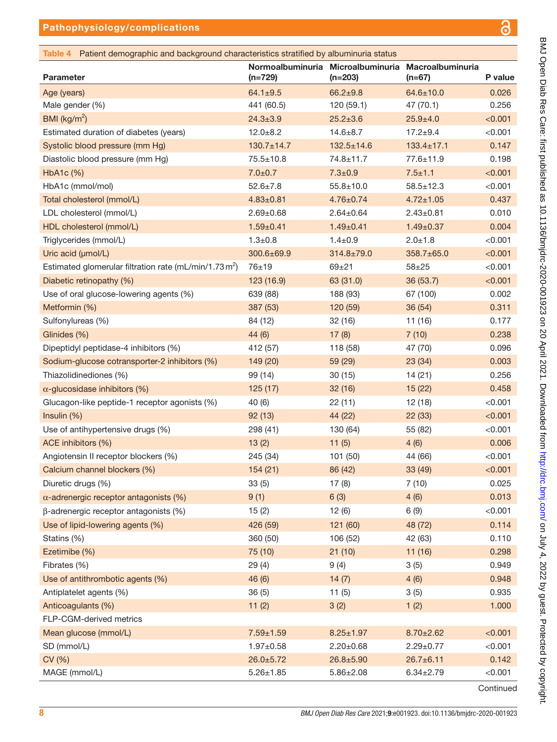**Table 4** Patient demographic and background characteristics stratified by albuminuria status

| Parameter | Normoalbuminuria (n=729) | Microalbuminuria (n=203) | Macroalbuminuria (n=67) | P value |
|---|---|---|---|---|
| Age (years) | 64.1±9.5 | 66.2±9.8 | 64.6±10.0 | 0.026 |
| Male gender (%) | 441 (60.5) | 120 (59.1) | 47 (70.1) | 0.256 |
| BMI (kg/m$^2$) | 24.3±3.9 | 25.2±3.6 | 25.9±4.0 | <0.001 |
| Estimated duration of diabetes (years) | 12.0±8.2 | 14.6±8.7 | 17.2±9.4 | <0.001 |
| Systolic blood pressure (mm Hg) | 130.7±14.7 | 132.5±14.6 | 133.4±17.1 | 0.147 |
| Diastolic blood pressure (mm Hg) | 75.5±10.8 | 74.8±11.7 | 77.6±11.9 | 0.198 |
| HbA1c (%) | 7.0±0.7 | 7.3±0.9 | 7.5±1.1 | <0.001 |
| HbA1c (mmol/mol) | 52.6±7.8 | 55.8±10.0 | 58.5±12.3 | <0.001 |
| Total cholesterol (mmol/L) | 4.83±0.81 | 4.76±0.74 | 4.72±1.05 | 0.437 |
| LDL cholesterol (mmol/L) | 2.69±0.68 | 2.64±0.64 | 2.43±0.81 | 0.010 |
| HDL cholesterol (mmol/L) | 1.59±0.41 | 1.49±0.41 | 1.49±0.37 | 0.004 |
| Triglycerides (mmol/L) | 1.3±0.8 | 1.4±0.9 | 2.0±1.8 | <0.001 |
| Uric acid (μmol/L) | 300.6±69.9 | 314.8±79.0 | 358.7±65.0 | <0.001 |
| Estimated glomerular filtration rate (mL/min/1.73 m$^2$) | 76±19 | 69±21 | 58±25 | <0.001 |
| Diabetic retinopathy (%) | 123 (16.9) | 63 (31.0) | 36 (53.7) | <0.001 |
| Use of oral glucose-lowering agents (%) | 639 (88) | 188 (93) | 67 (100) | 0.002 |
| Metformin (%) | 387 (53) | 120 (59) | 36 (54) | 0.311 |
| Sulfonylureas (%) | 84 (12) | 32 (16) | 11 (16) | 0.177 |
| Glinides (%) | 44 (6) | 17 (8) | 7 (10) | 0.238 |
| Dipeptidyl peptidase-4 inhibitors (%) | 412 (57) | 118 (58) | 47 (70) | 0.096 |
| Sodium-glucose cotransporter-2 inhibitors (%) | 149 (20) | 59 (29) | 23 (34) | 0.003 |
| Thiazolidinediones (%) | 99 (14) | 30 (15) | 14 (21) | 0.256 |
| α-glucosidase inhibitors (%) | 125 (17) | 32 (16) | 15 (22) | 0.458 |
| Glucagon-like peptide-1 receptor agonists (%) | 40 (6) | 22 (11) | 12 (18) | <0.001 |
| Insulin (%) | 92 (13) | 44 (22) | 22 (33) | <0.001 |
| Use of antihypertensive drugs (%) | 298 (41) | 130 (64) | 55 (82) | <0.001 |
| ACE inhibitors (%) | 13 (2) | 11 (5) | 4 (6) | 0.006 |
| Angiotensin II receptor blockers (%) | 245 (34) | 101 (50) | 44 (66) | <0.001 |
| Calcium channel blockers (%) | 154 (21) | 86 (42) | 33 (49) | <0.001 |
| Diuretic drugs (%) | 33 (5) | 17 (8) | 7 (10) | 0.025 |
| α-adrenergic receptor antagonists (%) | 9 (1) | 6 (3) | 4 (6) | 0.013 |
| β-adrenergic receptor antagonists (%) | 15 (2) | 12 (6) | 6 (9) | <0.001 |
| Use of lipid-lowering agents (%) | 426 (59) | 121 (60) | 48 (72) | 0.114 |
| Statins (%) | 360 (50) | 106 (52) | 42 (63) | 0.110 |
| Ezetimibe (%) | 75 (10) | 21 (10) | 11 (16) | 0.298 |
| Fibrates (%) | 29 (4) | 9 (4) | 3 (5) | 0.949 |
| Use of antithrombotic agents (%) | 46 (6) | 14 (7) | 4 (6) | 0.948 |
| Antiplatelet agents (%) | 36 (5) | 11 (5) | 3 (5) | 0.935 |
| Anticoagulants (%) | 11 (2) | 3 (2) | 1 (2) | 1.000 |
| FLP-CGM-derived metrics | | | | |
| Mean glucose (mmol/L) | 7.59±1.59 | 8.25±1.97 | 8.70±2.62 | <0.001 |
| SD (mmol/L) | 1.97±0.58 | 2.20±0.68 | 2.29±0.77 | <0.001 |
| CV (%) | 26.0±5.72 | 26.8±5.90 | 26.7±6.11 | 0.142 |
| MAGE (mmol/L) | 5.26±1.85 | 5.86±2.08 | 6.34±2.79 | <0.001 |

Continued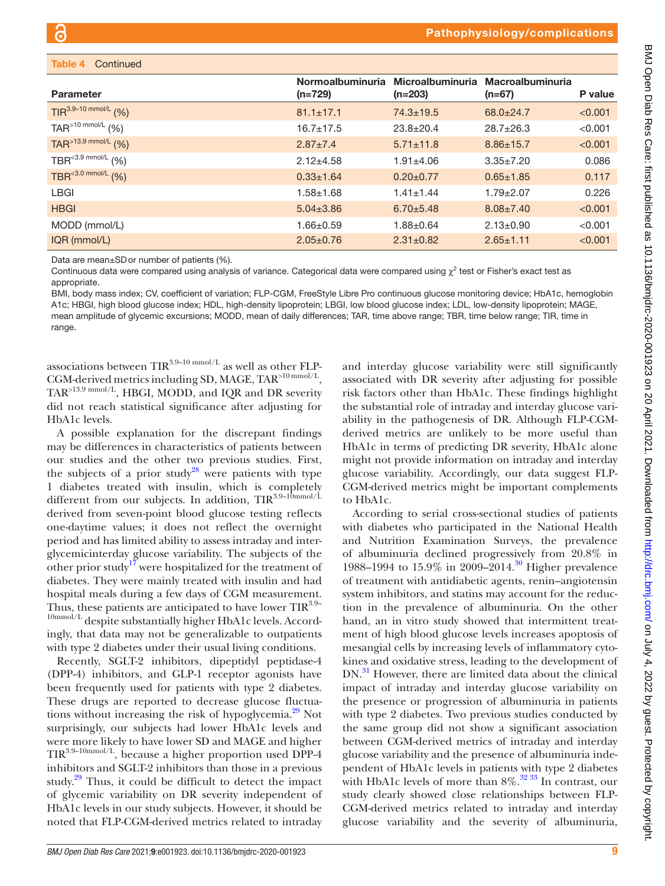Table 4 Continued

| Parameter | Normoalbuminuria (n=729) | Microalbuminuria (n=203) | Macroalbuminuria (n=67) | P value |
|---|---|---|---|---|
| $TIR^{3.9–10\ mmol/L}$ (%) | 81.1±17.1 | 74.3±19.5 | 68.0±24.7 | <0.001 |
| $TAR^{>10\ mmol/L}$ (%) | 16.7±17.5 | 23.8±20.4 | 28.7±26.3 | <0.001 |
| $TAR^{>13.9\ mmol/L}$ (%) | 2.87±7.4 | 5.71±11.8 | 8.86±15.7 | <0.001 |
| $TBR^{<3.9\ mmol/L}$ (%) | 2.12±4.58 | 1.91±4.06 | 3.35±7.20 | 0.086 |
| $TBR^{<3.0\ mmol/L}$ (%) | 0.33±1.64 | 0.20±0.77 | 0.65±1.85 | 0.117 |
| LBGI | 1.58±1.68 | 1.41±1.44 | 1.79±2.07 | 0.226 |
| HBGI | 5.04±3.86 | 6.70±5.48 | 8.08±7.40 | <0.001 |
| MODD (mmol/L) | 1.66±0.59 | 1.88±0.64 | 2.13±0.90 | <0.001 |
| IQR (mmol/L) | 2.05±0.76 | 2.31±0.82 | 2.65±1.11 | <0.001 |

Data are mean±SD or number of patients (%).

Continuous data were compared using analysis of variance. Categorical data were compared using $\chi^2$ test or Fisher's exact test as appropriate.

BMI, body mass index; CV, coefficient of variation; FLP-CGM, FreeStyle Libre Pro continuous glucose monitoring device; HbA1c, hemoglobin A1c; HBGI, high blood glucose index; HDL, high-density lipoprotein; LBGI, low blood glucose index; LDL, low-density lipoprotein; MAGE, mean amplitude of glycemic excursions; MODD, mean of daily differences; TAR, time above range; TBR, time below range; TIR, time in range.

associations between $TIR^{3.9–10\ mmol/L}$ as well as other FLP-CGM-derived metrics including SD, MAGE, $TAR^{>10\ mmol/L}$, $TAR^{>13.9\ mmol/L}$, HBGI, MODD, and IQR and DR severity did not reach statistical significance after adjusting for HbA1c levels.

A possible explanation for the discrepant findings may be differences in characteristics of patients between our studies and the other two previous studies. First, the subjects of a prior study[28] were patients with type 1 diabetes treated with insulin, which is completely different from our subjects. In addition, $TIR^{3.9–10mmol/L}$ derived from seven-point blood glucose testing reflects one-daytime values; it does not reflect the overnight period and has limited ability to assess intraday and inter-glycemicinterday glucose variability. The subjects of the other prior study[17] were hospitalized for the treatment of diabetes. They were mainly treated with insulin and had hospital meals during a few days of CGM measurement. Thus, these patients are anticipated to have lower $TIR^{3.9–10mmol/L}$ despite substantially higher HbA1c levels. Accordingly, that data may not be generalizable to outpatients with type 2 diabetes under their usual living conditions.

Recently, SGLT-2 inhibitors, dipeptidyl peptidase-4 (DPP-4) inhibitors, and GLP-1 receptor agonists have been frequently used for patients with type 2 diabetes. These drugs are reported to decrease glucose fluctuations without increasing the risk of hypoglycemia.[29] Not surprisingly, our subjects had lower HbA1c levels and were more likely to have lower SD and MAGE and higher $TIR^{3.9–10mmol/L}$, because a higher proportion used DPP-4 inhibitors and SGLT-2 inhibitors than those in a previous study.[29] Thus, it could be difficult to detect the impact of glycemic variability on DR severity independent of HbA1c levels in our study subjects. However, it should be noted that FLP-CGM-derived metrics related to intraday and interday glucose variability were still significantly associated with DR severity after adjusting for possible risk factors other than HbA1c. These findings highlight the substantial role of intraday and interday glucose variability in the pathogenesis of DR. Although FLP-CGM-derived metrics are unlikely to be more useful than HbA1c in terms of predicting DR severity, HbA1c alone might not provide information on intraday and interday glucose variability. Accordingly, our data suggest FLP-CGM-derived metrics might be important complements to HbA1c.

According to serial cross-sectional studies of patients with diabetes who participated in the National Health and Nutrition Examination Surveys, the prevalence of albuminuria declined progressively from 20.8% in 1988–1994 to 15.9% in 2009–2014.[30] Higher prevalence of treatment with antidiabetic agents, renin–angiotensin system inhibitors, and statins may account for the reduction in the prevalence of albuminuria. On the other hand, an in vitro study showed that intermittent treatment of high blood glucose levels increases apoptosis of mesangial cells by increasing levels of inflammatory cytokines and oxidative stress, leading to the development of DN.[31] However, there are limited data about the clinical impact of intraday and interday glucose variability on the presence or progression of albuminuria in patients with type 2 diabetes. Two previous studies conducted by the same group did not show a significant association between CGM-derived metrics of intraday and interday glucose variability and the presence of albuminuria independent of HbA1c levels in patients with type 2 diabetes with HbA1c levels of more than 8%.[32,33] In contrast, our study clearly showed close relationships between FLP-CGM-derived metrics related to intraday and interday glucose variability and the severity of albuminuria,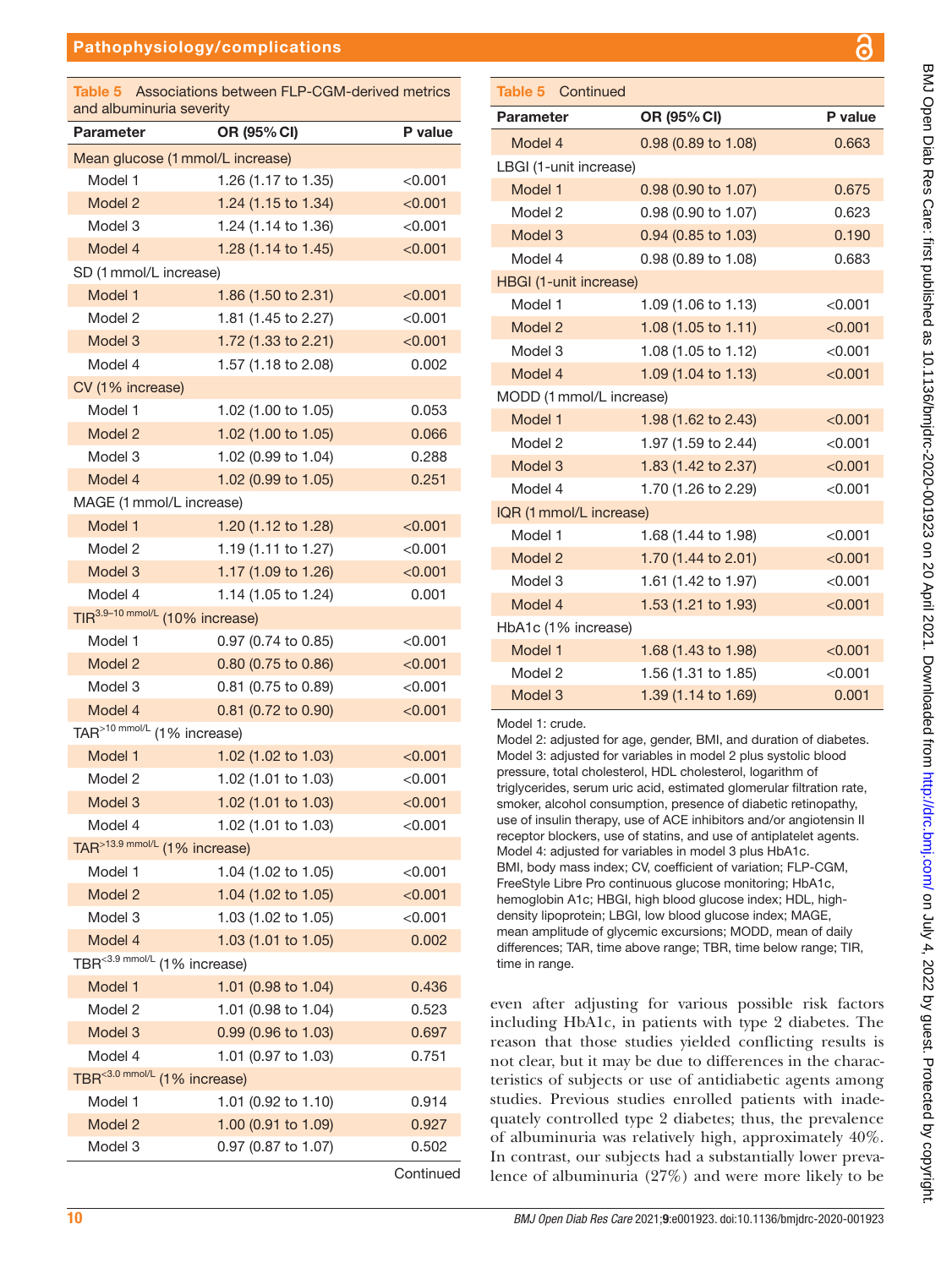**Table 5** Associations between FLP-CGM-derived metrics and albuminuria severity

| Parameter | OR (95% CI) | P value |
|---|---|---|
| Mean glucose (1 mmol/L increase) | | |
| Model 1 | 1.26 (1.17 to 1.35) | <0.001 |
| Model 2 | 1.24 (1.15 to 1.34) | <0.001 |
| Model 3 | 1.24 (1.14 to 1.36) | <0.001 |
| Model 4 | 1.28 (1.14 to 1.45) | <0.001 |
| SD (1 mmol/L increase) | | |
| Model 1 | 1.86 (1.50 to 2.31) | <0.001 |
| Model 2 | 1.81 (1.45 to 2.27) | <0.001 |
| Model 3 | 1.72 (1.33 to 2.21) | <0.001 |
| Model 4 | 1.57 (1.18 to 2.08) | 0.002 |
| CV (1% increase) | | |
| Model 1 | 1.02 (1.00 to 1.05) | 0.053 |
| Model 2 | 1.02 (1.00 to 1.05) | 0.066 |
| Model 3 | 1.02 (0.99 to 1.04) | 0.288 |
| Model 4 | 1.02 (0.99 to 1.05) | 0.251 |
| MAGE (1 mmol/L increase) | | |
| Model 1 | 1.20 (1.12 to 1.28) | <0.001 |
| Model 2 | 1.19 (1.11 to 1.27) | <0.001 |
| Model 3 | 1.17 (1.09 to 1.26) | <0.001 |
| Model 4 | 1.14 (1.05 to 1.24) | 0.001 |
| TIR$^{3.9–10\ mmol/L}$ (10% increase) | | |
| Model 1 | 0.97 (0.74 to 0.85) | <0.001 |
| Model 2 | 0.80 (0.75 to 0.86) | <0.001 |
| Model 3 | 0.81 (0.75 to 0.89) | <0.001 |
| Model 4 | 0.81 (0.72 to 0.90) | <0.001 |
| TAR$^{>10\ mmol/L}$ (1% increase) | | |
| Model 1 | 1.02 (1.02 to 1.03) | <0.001 |
| Model 2 | 1.02 (1.01 to 1.03) | <0.001 |
| Model 3 | 1.02 (1.01 to 1.03) | <0.001 |
| Model 4 | 1.02 (1.01 to 1.03) | <0.001 |
| TAR$^{>13.9\ mmol/L}$ (1% increase) | | |
| Model 1 | 1.04 (1.02 to 1.05) | <0.001 |
| Model 2 | 1.04 (1.02 to 1.05) | <0.001 |
| Model 3 | 1.03 (1.02 to 1.05) | <0.001 |
| Model 4 | 1.03 (1.01 to 1.05) | 0.002 |
| TBR$^{<3.9\ mmol/L}$ (1% increase) | | |
| Model 1 | 1.01 (0.98 to 1.04) | 0.436 |
| Model 2 | 1.01 (0.98 to 1.04) | 0.523 |
| Model 3 | 0.99 (0.96 to 1.03) | 0.697 |
| Model 4 | 1.01 (0.97 to 1.03) | 0.751 |
| TBR$^{<3.0\ mmol/L}$ (1% increase) | | |
| Model 1 | 1.01 (0.92 to 1.10) | 0.914 |
| Model 2 | 1.00 (0.91 to 1.09) | 0.927 |
| Model 3 | 0.97 (0.87 to 1.07) | 0.502 |
| Model 4 | 0.98 (0.89 to 1.08) | 0.663 |
| LBGI (1-unit increase) | | |
| Model 1 | 0.98 (0.90 to 1.07) | 0.675 |
| Model 2 | 0.98 (0.90 to 1.07) | 0.623 |
| Model 3 | 0.94 (0.85 to 1.03) | 0.190 |
| Model 4 | 0.98 (0.89 to 1.08) | 0.683 |
| HBGI (1-unit increase) | | |
| Model 1 | 1.09 (1.06 to 1.13) | <0.001 |
| Model 2 | 1.08 (1.05 to 1.11) | <0.001 |
| Model 3 | 1.08 (1.05 to 1.12) | <0.001 |
| Model 4 | 1.09 (1.04 to 1.13) | <0.001 |
| MODD (1 mmol/L increase) | | |
| Model 1 | 1.98 (1.62 to 2.43) | <0.001 |
| Model 2 | 1.97 (1.59 to 2.44) | <0.001 |
| Model 3 | 1.83 (1.42 to 2.37) | <0.001 |
| Model 4 | 1.70 (1.26 to 2.29) | <0.001 |
| IQR (1 mmol/L increase) | | |
| Model 1 | 1.68 (1.44 to 1.98) | <0.001 |
| Model 2 | 1.70 (1.44 to 2.01) | <0.001 |
| Model 3 | 1.61 (1.42 to 1.97) | <0.001 |
| Model 4 | 1.53 (1.21 to 1.93) | <0.001 |
| HbA1c (1% increase) | | |
| Model 1 | 1.68 (1.43 to 1.98) | <0.001 |
| Model 2 | 1.56 (1.31 to 1.85) | <0.001 |
| Model 3 | 1.39 (1.14 to 1.69) | 0.001 |

Model 1: crude.
Model 2: adjusted for age, gender, BMI, and duration of diabetes.
Model 3: adjusted for variables in model 2 plus systolic blood pressure, total cholesterol, HDL cholesterol, logarithm of triglycerides, serum uric acid, estimated glomerular filtration rate, smoker, alcohol consumption, presence of diabetic retinopathy, use of insulin therapy, use of ACE inhibitors and/or angiotensin II receptor blockers, use of statins, and use of antiplatelet agents.
Model 4: adjusted for variables in model 3 plus HbA1c.
BMI, body mass index; CV, coefficient of variation; FLP-CGM, FreeStyle Libre Pro continuous glucose monitoring; HbA1c, hemoglobin A1c; HBGI, high blood glucose index; HDL, high-density lipoprotein; LBGI, low blood glucose index; MAGE, mean amplitude of glycemic excursions; MODD, mean of daily differences; TAR, time above range; TBR, time below range; TIR, time in range.

even after adjusting for various possible risk factors including HbA1c, in patients with type 2 diabetes. The reason that those studies yielded conflicting results is not clear, but it may be due to differences in the characteristics of subjects or use of antidiabetic agents among studies. Previous studies enrolled patients with inadequately controlled type 2 diabetes; thus, the prevalence of albuminuria was relatively high, approximately 40%. In contrast, our subjects had a substantially lower prevalence of albuminuria (27%) and were more likely to be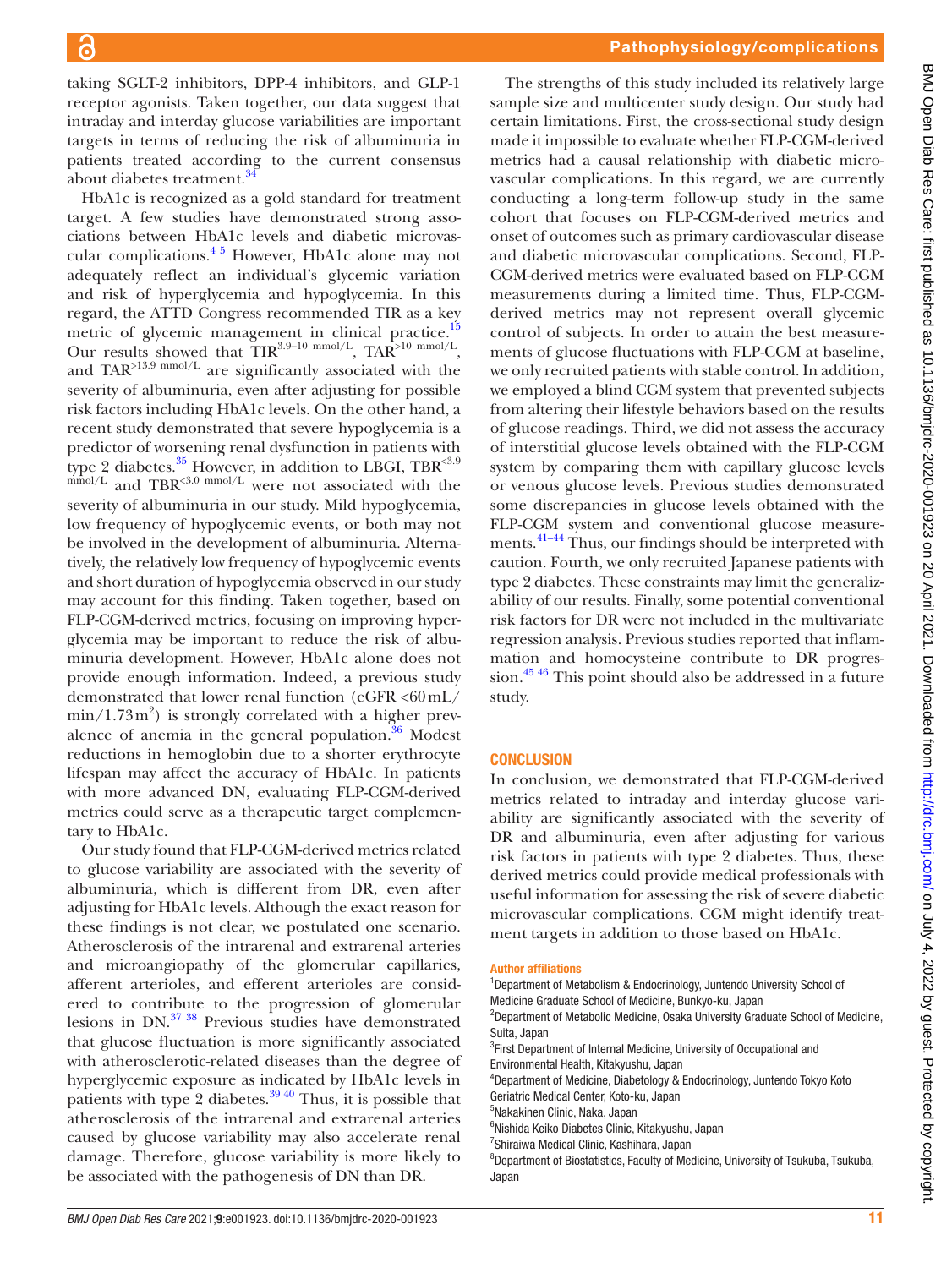taking SGLT-2 inhibitors, DPP-4 inhibitors, and GLP-1 receptor agonists. Taken together, our data suggest that intraday and interday glucose variabilities are important targets in terms of reducing the risk of albuminuria in patients treated according to the current consensus about diabetes treatment.[34]

HbA1c is recognized as a gold standard for treatment target. A few studies have demonstrated strong associations between HbA1c levels and diabetic microvascular complications.[4 5] However, HbA1c alone may not adequately reflect an individual's glycemic variation and risk of hyperglycemia and hypoglycemia. In this regard, the ATTD Congress recommended TIR as a key metric of glycemic management in clinical practice.[15] Our results showed that $TIR^{3.9–10\ mmol/L}$, $TAR^{>10\ mmol/L}$, and $TAR^{>13.9\ mmol/L}$ are significantly associated with the severity of albuminuria, even after adjusting for possible risk factors including HbA1c levels. On the other hand, a recent study demonstrated that severe hypoglycemia is a predictor of worsening renal dysfunction in patients with type 2 diabetes.[35] However, in addition to LBGI, $TBR^{<3.9\ mmol/L}$ and $TBR^{<3.0\ mmol/L}$ were not associated with the severity of albuminuria in our study. Mild hypoglycemia, low frequency of hypoglycemic events, or both may not be involved in the development of albuminuria. Alternatively, the relatively low frequency of hypoglycemic events and short duration of hypoglycemia observed in our study may account for this finding. Taken together, based on FLP-CGM-derived metrics, focusing on improving hyperglycemia may be important to reduce the risk of albuminuria development. However, HbA1c alone does not provide enough information. Indeed, a previous study demonstrated that lower renal function (eGFR <60 mL/min/1.73 $m^2$) is strongly correlated with a higher prevalence of anemia in the general population.[36] Modest reductions in hemoglobin due to a shorter erythrocyte lifespan may affect the accuracy of HbA1c. In patients with more advanced DN, evaluating FLP-CGM-derived metrics could serve as a therapeutic target complementary to HbA1c.

Our study found that FLP-CGM-derived metrics related to glucose variability are associated with the severity of albuminuria, which is different from DR, even after adjusting for HbA1c levels. Although the exact reason for these findings is not clear, we postulated one scenario. Atherosclerosis of the intrarenal and extrarenal arteries and microangiopathy of the glomerular capillaries, afferent arterioles, and efferent arterioles are considered to contribute to the progression of glomerular lesions in DN.[37 38] Previous studies have demonstrated that glucose fluctuation is more significantly associated with atherosclerotic-related diseases than the degree of hyperglycemic exposure as indicated by HbA1c levels in patients with type 2 diabetes.[39 40] Thus, it is possible that atherosclerosis of the intrarenal and extrarenal arteries caused by glucose variability may also accelerate renal damage. Therefore, glucose variability is more likely to be associated with the pathogenesis of DN than DR.

The strengths of this study included its relatively large sample size and multicenter study design. Our study had certain limitations. First, the cross-sectional study design made it impossible to evaluate whether FLP-CGM-derived metrics had a causal relationship with diabetic microvascular complications. In this regard, we are currently conducting a long-term follow-up study in the same cohort that focuses on FLP-CGM-derived metrics and onset of outcomes such as primary cardiovascular disease and diabetic microvascular complications. Second, FLP-CGM-derived metrics were evaluated based on FLP-CGM measurements during a limited time. Thus, FLP-CGM-derived metrics may not represent overall glycemic control of subjects. In order to attain the best measurements of glucose fluctuations with FLP-CGM at baseline, we only recruited patients with stable control. In addition, we employed a blind CGM system that prevented subjects from altering their lifestyle behaviors based on the results of glucose readings. Third, we did not assess the accuracy of interstitial glucose levels obtained with the FLP-CGM system by comparing them with capillary glucose levels or venous glucose levels. Previous studies demonstrated some discrepancies in glucose levels obtained with the FLP-CGM system and conventional glucose measurements.[41–44] Thus, our findings should be interpreted with caution. Fourth, we only recruited Japanese patients with type 2 diabetes. These constraints may limit the generalizability of our results. Finally, some potential conventional risk factors for DR were not included in the multivariate regression analysis. Previous studies reported that inflammation and homocysteine contribute to DR progression.[45 46] This point should also be addressed in a future study.

## CONCLUSION

In conclusion, we demonstrated that FLP-CGM-derived metrics related to intraday and interday glucose variability are significantly associated with the severity of DR and albuminuria, even after adjusting for various risk factors in patients with type 2 diabetes. Thus, these derived metrics could provide medical professionals with useful information for assessing the risk of severe diabetic microvascular complications. CGM might identify treatment targets in addition to those based on HbA1c.

#### Author affiliations

[1]Department of Metabolism & Endocrinology, Juntendo University School of Medicine Graduate School of Medicine, Bunkyo-ku, Japan
[2]Department of Metabolic Medicine, Osaka University Graduate School of Medicine, Suita, Japan
[3]First Department of Internal Medicine, University of Occupational and Environmental Health, Kitakyushu, Japan
[4]Department of Medicine, Diabetology & Endocrinology, Juntendo Tokyo Koto Geriatric Medical Center, Koto-ku, Japan
[5]Nakakinen Clinic, Naka, Japan
[6]Nishida Keiko Diabetes Clinic, Kitakyushu, Japan
[7]Shiraiwa Medical Clinic, Kashihara, Japan
[8]Department of Biostatistics, Faculty of Medicine, University of Tsukuba, Tsukuba, Japan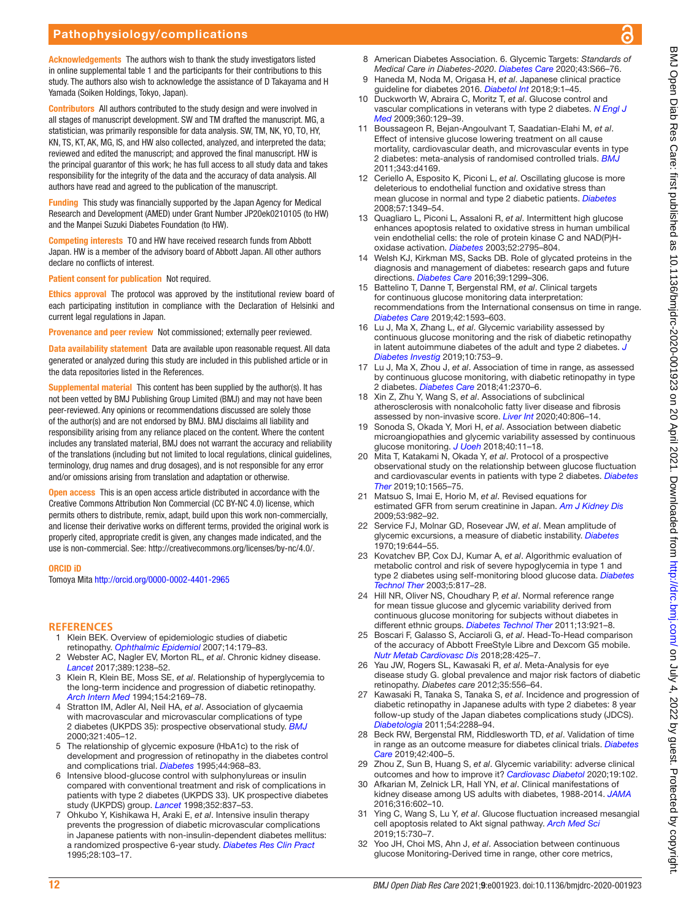**Acknowledgements** The authors wish to thank the study investigators listed in online supplemental table 1 and the participants for their contributions to this study. The authors also wish to acknowledge the assistance of D Takayama and H Yamada (Soiken Holdings, Tokyo, Japan).

**Contributors** All authors contributed to the study design and were involved in all stages of manuscript development. SW and TM drafted the manuscript. MG, a statistician, was primarily responsible for data analysis. SW, TM, NK, YO, TO, HY, KN, TS, KT, AK, MG, IS, and HW also collected, analyzed, and interpreted the data; reviewed and edited the manuscript; and approved the final manuscript. HW is the principal guarantor of this work; he has full access to all study data and takes responsibility for the integrity of the data and the accuracy of data analysis. All authors have read and agreed to the publication of the manuscript.

**Funding** This study was financially supported by the Japan Agency for Medical Research and Development (AMED) under Grant Number JP20ek0210105 (to HW) and the Manpei Suzuki Diabetes Foundation (to HW).

**Competing interests** TO and HW have received research funds from Abbott Japan. HW is a member of the advisory board of Abbott Japan. All other authors declare no conflicts of interest.

**Patient consent for publication** Not required.

**Ethics approval** The protocol was approved by the institutional review board of each participating institution in compliance with the Declaration of Helsinki and current legal regulations in Japan.

**Provenance and peer review** Not commissioned; externally peer reviewed.

**Data availability statement** Data are available upon reasonable request. All data generated or analyzed during this study are included in this published article or in the data repositories listed in the References.

**Supplemental material** This content has been supplied by the author(s). It has not been vetted by BMJ Publishing Group Limited (BMJ) and may not have been peer-reviewed. Any opinions or recommendations discussed are solely those of the author(s) and are not endorsed by BMJ. BMJ disclaims all liability and responsibility arising from any reliance placed on the content. Where the content includes any translated material, BMJ does not warrant the accuracy and reliability of the translations (including but not limited to local regulations, clinical guidelines, terminology, drug names and drug dosages), and is not responsible for any error and/or omissions arising from translation and adaptation or otherwise.

**Open access** This is an open access article distributed in accordance with the Creative Commons Attribution Non Commercial (CC BY-NC 4.0) license, which permits others to distribute, remix, adapt, build upon this work non-commercially, and license their derivative works on different terms, provided the original work is properly cited, appropriate credit is given, any changes made indicated, and the use is non-commercial. See: http://creativecommons.org/licenses/by-nc/4.0/.

**ORCID iD**

Tomoya Mita http://orcid.org/0000-0002-4401-2965

## REFERENCES

1. Klein BEK. Overview of epidemiologic studies of diabetic retinopathy. *Ophthalmic Epidemiol* 2007;14:179–83.
2. Webster AC, Nagler EV, Morton RL, *et al*. Chronic kidney disease. *Lancet* 2017;389:1238–52.
3. Klein R, Klein BE, Moss SE, *et al*. Relationship of hyperglycemia to the long-term incidence and progression of diabetic retinopathy. *Arch Intern Med* 1994;154:2169–78.
4. Stratton IM, Adler AI, Neil HA, *et al*. Association of glycaemia with macrovascular and microvascular complications of type 2 diabetes (UKPDS 35): prospective observational study. *BMJ* 2000;321:405–12.
5. The relationship of glycemic exposure (HbA1c) to the risk of development and progression of retinopathy in the diabetes control and complications trial. *Diabetes* 1995;44:968–83.
6. Intensive blood-glucose control with sulphonylureas or insulin compared with conventional treatment and risk of complications in patients with type 2 diabetes (UKPDS 33). UK prospective diabetes study (UKPDS) group. *Lancet* 1998;352:837–53.
7. Ohkubo Y, Kishikawa H, Araki E, *et al*. Intensive insulin therapy prevents the progression of diabetic microvascular complications in Japanese patients with non-insulin-dependent diabetes mellitus: a randomized prospective 6-year study. *Diabetes Res Clin Pract* 1995;28:103–17.
8. American Diabetes Association. 6. Glycemic Targets: *Standards of Medical Care in Diabetes-2020*. *Diabetes Care* 2020;43:S66–76.
9. Haneda M, Noda M, Origasa H, *et al*. Japanese clinical practice guideline for diabetes 2016. *Diabetol Int* 2018;9:1–45.
10. Duckworth W, Abraira C, Moritz T, *et al*. Glucose control and vascular complications in veterans with type 2 diabetes. *N Engl J Med* 2009;360:129–39.
11. Boussageon R, Bejan-Angoulvant T, Saadatian-Elahi M, *et al*. Effect of intensive glucose lowering treatment on all cause mortality, cardiovascular death, and microvascular events in type 2 diabetes: meta-analysis of randomised controlled trials. *BMJ* 2011;343:d4169.
12. Ceriello A, Esposito K, Piconi L, *et al*. Oscillating glucose is more deleterious to endothelial function and oxidative stress than mean glucose in normal and type 2 diabetic patients. *Diabetes* 2008;57:1349–54.
13. Quagliaro L, Piconi L, Assaloni R, *et al*. Intermittent high glucose enhances apoptosis related to oxidative stress in human umbilical vein endothelial cells: the role of protein kinase C and NAD(P)H-oxidase activation. *Diabetes* 2003;52:2795–804.
14. Welsh KJ, Kirkman MS, Sacks DB. Role of glycated proteins in the diagnosis and management of diabetes: research gaps and future directions. *Diabetes Care* 2016;39:1299–306.
15. Battelino T, Danne T, Bergenstal RM, *et al*. Clinical targets for continuous glucose monitoring data interpretation: recommendations from the International consensus on time in range. *Diabetes Care* 2019;42:1593–603.
16. Lu J, Ma X, Zhang L, *et al*. Glycemic variability assessed by continuous glucose monitoring and the risk of diabetic retinopathy in latent autoimmune diabetes of the adult and type 2 diabetes. *J Diabetes Investig* 2019;10:753–9.
17. Lu J, Ma X, Zhou J, *et al*. Association of time in range, as assessed by continuous glucose monitoring, with diabetic retinopathy in type 2 diabetes. *Diabetes Care* 2018;41:2370–6.
18. Xin Z, Zhu Y, Wang S, *et al*. Associations of subclinical atherosclerosis with nonalcoholic fatty liver disease and fibrosis assessed by non-invasive score. *Liver Int* 2020;40:806–14.
19. Sonoda S, Okada Y, Mori H, *et al*. Association between diabetic microangiopathies and glycemic variability assessed by continuous glucose monitoring. *J Uoeh* 2018;40:11–18.
20. Mita T, Katakami N, Okada Y, *et al*. Protocol of a prospective observational study on the relationship between glucose fluctuation and cardiovascular events in patients with type 2 diabetes. *Diabetes Ther* 2019;10:1565–75.
21. Matsuo S, Imai E, Horio M, *et al*. Revised equations for estimated GFR from serum creatinine in Japan. *Am J Kidney Dis* 2009;53:982–92.
22. Service FJ, Molnar GD, Rosevear JW, *et al*. Mean amplitude of glycemic excursions, a measure of diabetic instability. *Diabetes* 1970;19:644–55.
23. Kovatchev BP, Cox DJ, Kumar A, *et al*. Algorithmic evaluation of metabolic control and risk of severe hypoglycemia in type 1 and type 2 diabetes using self-monitoring blood glucose data. *Diabetes Technol Ther* 2003;5:817–28.
24. Hill NR, Oliver NS, Choudhary P, *et al*. Normal reference range for mean tissue glucose and glycemic variability derived from continuous glucose monitoring for subjects without diabetes in different ethnic groups. *Diabetes Technol Ther* 2011;13:921–8.
25. Boscari F, Galasso S, Acciaroli G, *et al*. Head-To-Head comparison of the accuracy of Abbott FreeStyle Libre and Dexcom G5 mobile. *Nutr Metab Cardiovasc Dis* 2018;28:425–7.
26. Yau JW, Rogers SL, Kawasaki R, *et al*. Meta-Analysis for eye disease study G. global prevalence and major risk factors of diabetic retinopathy. *Diabetes care* 2012;35:556–64.
27. Kawasaki R, Tanaka S, Tanaka S, *et al*. Incidence and progression of diabetic retinopathy in Japanese adults with type 2 diabetes: 8 year follow-up study of the Japan diabetes complications study (JDCS). *Diabetologia* 2011;54:2288–94.
28. Beck RW, Bergenstal RM, Riddlesworth TD, *et al*. Validation of time in range as an outcome measure for diabetes clinical trials. *Diabetes Care* 2019;42:400–5.
29. Zhou Z, Sun B, Huang S, *et al*. Glycemic variability: adverse clinical outcomes and how to improve it? *Cardiovasc Diabetol* 2020;19:102.
30. Afkarian M, Zelnick LR, Hall YN, *et al*. Clinical manifestations of kidney disease among US adults with diabetes, 1988-2014. *JAMA* 2016;316:602–10.
31. Ying C, Wang S, Lu Y, *et al*. Glucose fluctuation increased mesangial cell apoptosis related to Akt signal pathway. *Arch Med Sci* 2019;15:730–7.
32. Yoo JH, Choi MS, Ahn J, *et al*. Association between continuous glucose Monitoring-Derived time in range, other core metrics,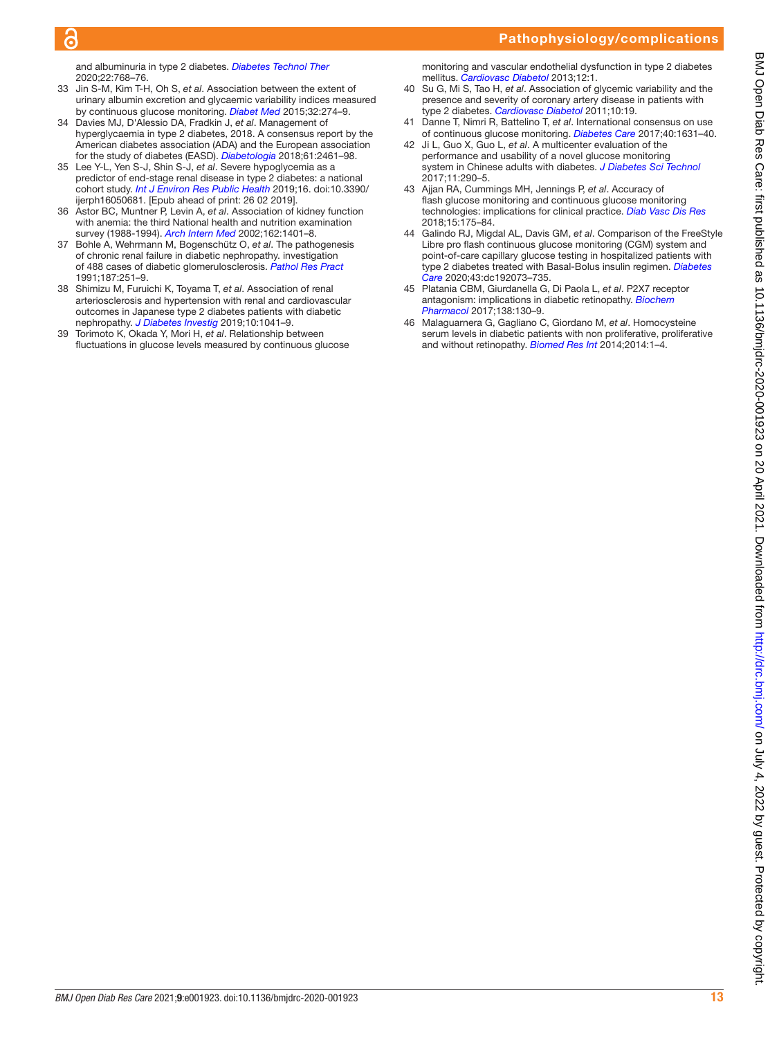and albuminuria in type 2 diabetes. *Diabetes Technol Ther* 2020;22:768–76.

33 Jin S-M, Kim T-H, Oh S, *et al*. Association between the extent of urinary albumin excretion and glycaemic variability indices measured by continuous glucose monitoring. *Diabet Med* 2015;32:274–9.

34 Davies MJ, D'Alessio DA, Fradkin J, *et al*. Management of hyperglycaemia in type 2 diabetes, 2018. A consensus report by the American diabetes association (ADA) and the European association for the study of diabetes (EASD). *Diabetologia* 2018;61:2461–98.

35 Lee Y-L, Yen S-J, Shin S-J, *et al*. Severe hypoglycemia as a predictor of end-stage renal disease in type 2 diabetes: a national cohort study. *Int J Environ Res Public Health* 2019;16. doi:10.3390/ijerph16050681. [Epub ahead of print: 26 02 2019].

36 Astor BC, Muntner P, Levin A, *et al*. Association of kidney function with anemia: the third National health and nutrition examination survey (1988-1994). *Arch Intern Med* 2002;162:1401–8.

37 Bohle A, Wehrmann M, Bogenschütz O, *et al*. The pathogenesis of chronic renal failure in diabetic nephropathy. investigation of 488 cases of diabetic glomerulosclerosis. *Pathol Res Pract* 1991;187:251–9.

38 Shimizu M, Furuichi K, Toyama T, *et al*. Association of renal arteriosclerosis and hypertension with renal and cardiovascular outcomes in Japanese type 2 diabetes patients with diabetic nephropathy. *J Diabetes Investig* 2019;10:1041–9.

39 Torimoto K, Okada Y, Mori H, *et al*. Relationship between fluctuations in glucose levels measured by continuous glucose monitoring and vascular endothelial dysfunction in type 2 diabetes mellitus. *Cardiovasc Diabetol* 2013;12:1.

40 Su G, Mi S, Tao H, *et al*. Association of glycemic variability and the presence and severity of coronary artery disease in patients with type 2 diabetes. *Cardiovasc Diabetol* 2011;10:19.

41 Danne T, Nimri R, Battelino T, *et al*. International consensus on use of continuous glucose monitoring. *Diabetes Care* 2017;40:1631–40.

42 Ji L, Guo X, Guo L, *et al*. A multicenter evaluation of the performance and usability of a novel glucose monitoring system in Chinese adults with diabetes. *J Diabetes Sci Technol* 2017;11:290–5.

43 Ajjan RA, Cummings MH, Jennings P, *et al*. Accuracy of flash glucose monitoring and continuous glucose monitoring technologies: implications for clinical practice. *Diab Vasc Dis Res* 2018;15:175–84.

44 Galindo RJ, Migdal AL, Davis GM, *et al*. Comparison of the FreeStyle Libre pro flash continuous glucose monitoring (CGM) system and point-of-care capillary glucose testing in hospitalized patients with type 2 diabetes treated with Basal-Bolus insulin regimen. *Diabetes Care* 2020;43:dc192073–735.

45 Platania CBM, Giurdanella G, Di Paola L, *et al*. P2X7 receptor antagonism: implications in diabetic retinopathy. *Biochem Pharmacol* 2017;138:130–9.

46 Malaguarnera G, Gagliano C, Giordano M, *et al*. Homocysteine serum levels in diabetic patients with non proliferative, proliferative and without retinopathy. *Biomed Res Int* 2014;2014:1–4.